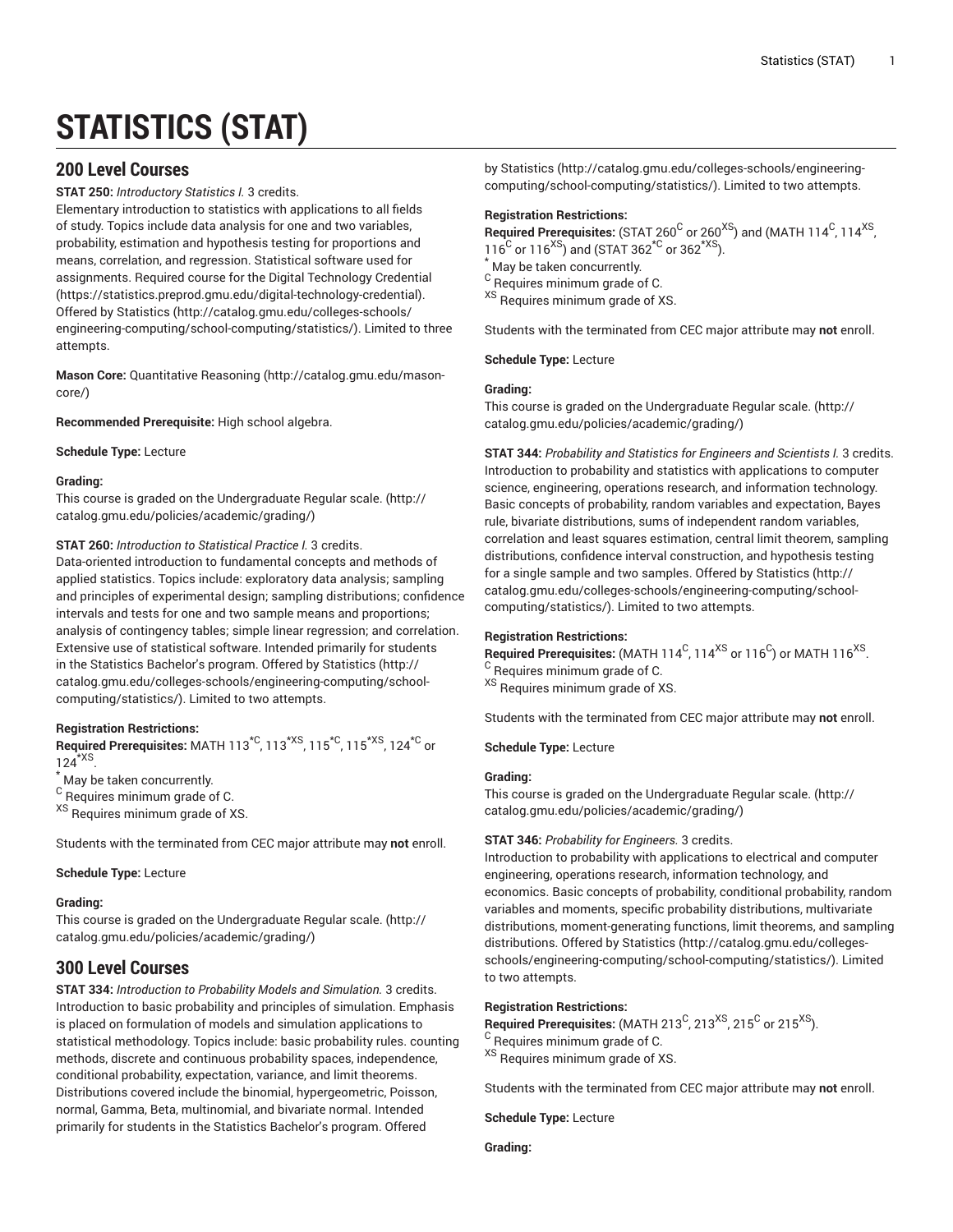# STATISTICS (STAT)

## 200 Level Courses

**STAT 250:** *Introductory Statistics I.* 3 credits.
Elementary introduction to statistics with applications to all fields of study. Topics include data analysis for one and two variables, probability, estimation and hypothesis testing for proportions and means, correlation, and regression. Statistical software used for assignments. Required course for the Digital Technology Credential (https://statistics.preprod.gmu.edu/digital-technology-credential). Offered by Statistics (http://catalog.gmu.edu/colleges-schools/engineering-computing/school-computing/statistics/). Limited to three attempts.

**Mason Core:** Quantitative Reasoning (http://catalog.gmu.edu/mason-core/)

**Recommended Prerequisite:** High school algebra.

**Schedule Type:** Lecture

**Grading:**
This course is graded on the Undergraduate Regular scale. (http://catalog.gmu.edu/policies/academic/grading/)

**STAT 260:** *Introduction to Statistical Practice I.* 3 credits.
Data-oriented introduction to fundamental concepts and methods of applied statistics. Topics include: exploratory data analysis; sampling and principles of experimental design; sampling distributions; confidence intervals and tests for one and two sample means and proportions; analysis of contingency tables; simple linear regression; and correlation. Extensive use of statistical software. Intended primarily for students in the Statistics Bachelor's program. Offered by Statistics (http://catalog.gmu.edu/colleges-schools/engineering-computing/school-computing/statistics/). Limited to two attempts.

**Registration Restrictions:**
**Required Prerequisites:** MATH 113*C, 113*XS, 115*C, 115*XS, 124*C or 124*XS.
\* May be taken concurrently.
C Requires minimum grade of C.
XS Requires minimum grade of XS.

Students with the terminated from CEC major attribute may **not** enroll.

**Schedule Type:** Lecture

**Grading:**
This course is graded on the Undergraduate Regular scale. (http://catalog.gmu.edu/policies/academic/grading/)

## 300 Level Courses

**STAT 334:** *Introduction to Probability Models and Simulation.* 3 credits.
Introduction to basic probability and principles of simulation. Emphasis is placed on formulation of models and simulation applications to statistical methodology. Topics include: basic probability rules. counting methods, discrete and continuous probability spaces, independence, conditional probability, expectation, variance, and limit theorems. Distributions covered include the binomial, hypergeometric, Poisson, normal, Gamma, Beta, multinomial, and bivariate normal. Intended primarily for students in the Statistics Bachelor's program. Offered by Statistics (http://catalog.gmu.edu/colleges-schools/engineering-computing/school-computing/statistics/). Limited to two attempts.

**Registration Restrictions:**
**Required Prerequisites:** (STAT 260C or 260XS) and (MATH 114C, 114XS, 116C or 116XS) and (STAT 362*C or 362*XS).
\* May be taken concurrently.
C Requires minimum grade of C.
XS Requires minimum grade of XS.

Students with the terminated from CEC major attribute may **not** enroll.

**Schedule Type:** Lecture

**Grading:**
This course is graded on the Undergraduate Regular scale. (http://catalog.gmu.edu/policies/academic/grading/)

**STAT 344:** *Probability and Statistics for Engineers and Scientists I.* 3 credits.
Introduction to probability and statistics with applications to computer science, engineering, operations research, and information technology. Basic concepts of probability, random variables and expectation, Bayes rule, bivariate distributions, sums of independent random variables, correlation and least squares estimation, central limit theorem, sampling distributions, confidence interval construction, and hypothesis testing for a single sample and two samples. Offered by Statistics (http://catalog.gmu.edu/colleges-schools/engineering-computing/school-computing/statistics/). Limited to two attempts.

**Registration Restrictions:**
**Required Prerequisites:** (MATH 114C, 114XS or 116C) or MATH 116XS.
C Requires minimum grade of C.
XS Requires minimum grade of XS.

Students with the terminated from CEC major attribute may **not** enroll.

**Schedule Type:** Lecture

**Grading:**
This course is graded on the Undergraduate Regular scale. (http://catalog.gmu.edu/policies/academic/grading/)

**STAT 346:** *Probability for Engineers.* 3 credits.
Introduction to probability with applications to electrical and computer engineering, operations research, information technology, and economics. Basic concepts of probability, conditional probability, random variables and moments, specific probability distributions, multivariate distributions, moment-generating functions, limit theorems, and sampling distributions. Offered by Statistics (http://catalog.gmu.edu/colleges-schools/engineering-computing/school-computing/statistics/). Limited to two attempts.

**Registration Restrictions:**
**Required Prerequisites:** (MATH 213C, 213XS, 215C or 215XS).
C Requires minimum grade of C.
XS Requires minimum grade of XS.

Students with the terminated from CEC major attribute may **not** enroll.

**Schedule Type:** Lecture

**Grading:**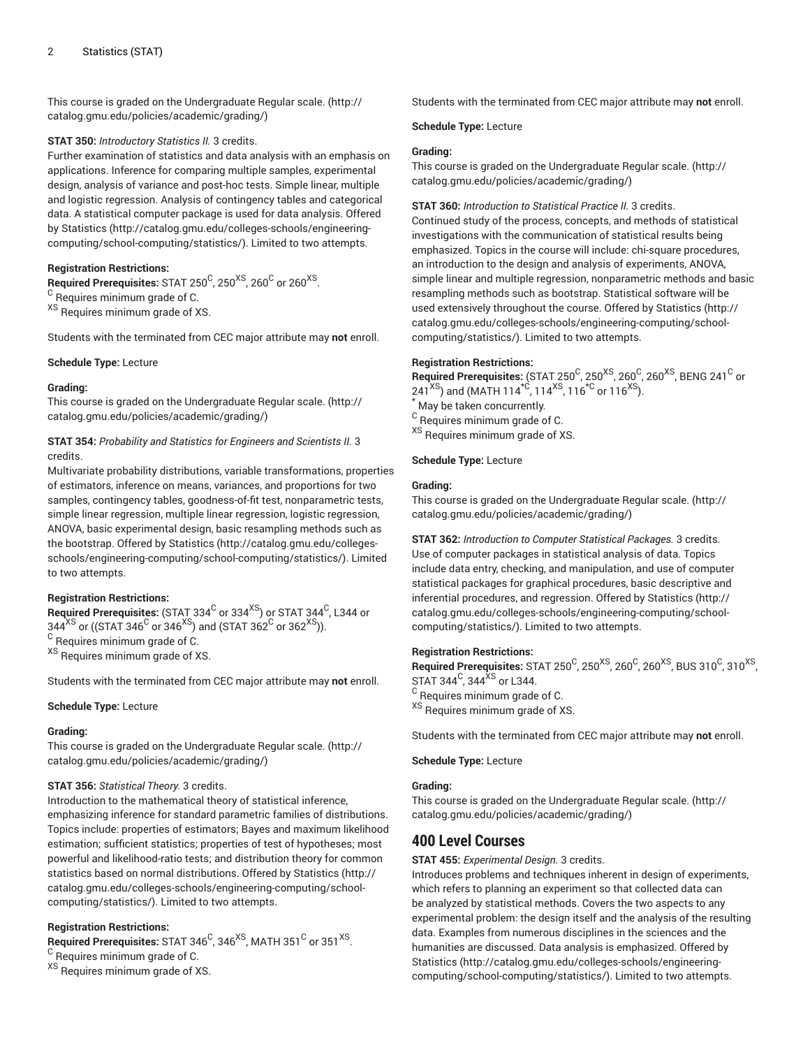This course is graded on the Undergraduate Regular scale. (http://catalog.gmu.edu/policies/academic/grading/)

**STAT 350:** *Introductory Statistics II.* 3 credits.
Further examination of statistics and data analysis with an emphasis on applications. Inference for comparing multiple samples, experimental design, analysis of variance and post-hoc tests. Simple linear, multiple and logistic regression. Analysis of contingency tables and categorical data. A statistical computer package is used for data analysis. Offered by Statistics (http://catalog.gmu.edu/colleges-schools/engineering-computing/school-computing/statistics/). Limited to two attempts.

**Registration Restrictions:**
**Required Prerequisites:** STAT 250$^{C}$, 250$^{XS}$, 260$^{C}$ or 260$^{XS}$.
$^{C}$ Requires minimum grade of C.
$^{XS}$ Requires minimum grade of XS.

Students with the terminated from CEC major attribute may **not** enroll.

**Schedule Type:** Lecture

**Grading:**
This course is graded on the Undergraduate Regular scale. (http://catalog.gmu.edu/policies/academic/grading/)

**STAT 354:** *Probability and Statistics for Engineers and Scientists II.* 3 credits.
Multivariate probability distributions, variable transformations, properties of estimators, inference on means, variances, and proportions for two samples, contingency tables, goodness-of-fit test, nonparametric tests, simple linear regression, multiple linear regression, logistic regression, ANOVA, basic experimental design, basic resampling methods such as the bootstrap. Offered by Statistics (http://catalog.gmu.edu/colleges-schools/engineering-computing/school-computing/statistics/). Limited to two attempts.

**Registration Restrictions:**
**Required Prerequisites:** (STAT 334$^{C}$ or 334$^{XS}$) or STAT 344$^{C}$, L344 or 344$^{XS}$ or ((STAT 346$^{C}$ or 346$^{XS}$) and (STAT 362$^{C}$ or 362$^{XS}$)).
$^{C}$ Requires minimum grade of C.
$^{XS}$ Requires minimum grade of XS.

Students with the terminated from CEC major attribute may **not** enroll.

**Schedule Type:** Lecture

**Grading:**
This course is graded on the Undergraduate Regular scale. (http://catalog.gmu.edu/policies/academic/grading/)

**STAT 356:** *Statistical Theory.* 3 credits.
Introduction to the mathematical theory of statistical inference, emphasizing inference for standard parametric families of distributions. Topics include: properties of estimators; Bayes and maximum likelihood estimation; sufficient statistics; properties of test of hypotheses; most powerful and likelihood-ratio tests; and distribution theory for common statistics based on normal distributions. Offered by Statistics (http://catalog.gmu.edu/colleges-schools/engineering-computing/school-computing/statistics/). Limited to two attempts.

**Registration Restrictions:**
**Required Prerequisites:** STAT 346$^{C}$, 346$^{XS}$, MATH 351$^{C}$ or 351$^{XS}$.
$^{C}$ Requires minimum grade of C.
$^{XS}$ Requires minimum grade of XS.

Students with the terminated from CEC major attribute may **not** enroll.

**Schedule Type:** Lecture

**Grading:**
This course is graded on the Undergraduate Regular scale. (http://catalog.gmu.edu/policies/academic/grading/)

**STAT 360:** *Introduction to Statistical Practice II.* 3 credits.
Continued study of the process, concepts, and methods of statistical investigations with the communication of statistical results being emphasized. Topics in the course will include: chi-square procedures, an introduction to the design and analysis of experiments, ANOVA, simple linear and multiple regression, nonparametric methods and basic resampling methods such as bootstrap. Statistical software will be used extensively throughout the course. Offered by Statistics (http://catalog.gmu.edu/colleges-schools/engineering-computing/school-computing/statistics/). Limited to two attempts.

**Registration Restrictions:**
**Required Prerequisites:** (STAT 250$^{C}$, 250$^{XS}$, 260$^{C}$, 260$^{XS}$, BENG 241$^{C}$ or 241$^{XS}$) and (MATH 114$^{*C}$, 114$^{XS}$, 116$^{*C}$ or 116$^{XS}$).
$^{*}$ May be taken concurrently.
$^{C}$ Requires minimum grade of C.
$^{XS}$ Requires minimum grade of XS.

**Schedule Type:** Lecture

**Grading:**
This course is graded on the Undergraduate Regular scale. (http://catalog.gmu.edu/policies/academic/grading/)

**STAT 362:** *Introduction to Computer Statistical Packages.* 3 credits.
Use of computer packages in statistical analysis of data. Topics include data entry, checking, and manipulation, and use of computer statistical packages for graphical procedures, basic descriptive and inferential procedures, and regression. Offered by Statistics (http://catalog.gmu.edu/colleges-schools/engineering-computing/school-computing/statistics/). Limited to two attempts.

**Registration Restrictions:**
**Required Prerequisites:** STAT 250$^{C}$, 250$^{XS}$, 260$^{C}$, 260$^{XS}$, BUS 310$^{C}$, 310$^{XS}$, STAT 344$^{C}$, 344$^{XS}$ or L344.
$^{C}$ Requires minimum grade of C.
$^{XS}$ Requires minimum grade of XS.

Students with the terminated from CEC major attribute may **not** enroll.

**Schedule Type:** Lecture

**Grading:**
This course is graded on the Undergraduate Regular scale. (http://catalog.gmu.edu/policies/academic/grading/)

## 400 Level Courses

**STAT 455:** *Experimental Design.* 3 credits.
Introduces problems and techniques inherent in design of experiments, which refers to planning an experiment so that collected data can be analyzed by statistical methods. Covers the two aspects to any experimental problem: the design itself and the analysis of the resulting data. Examples from numerous disciplines in the sciences and the humanities are discussed. Data analysis is emphasized. Offered by Statistics (http://catalog.gmu.edu/colleges-schools/engineering-computing/school-computing/statistics/). Limited to two attempts.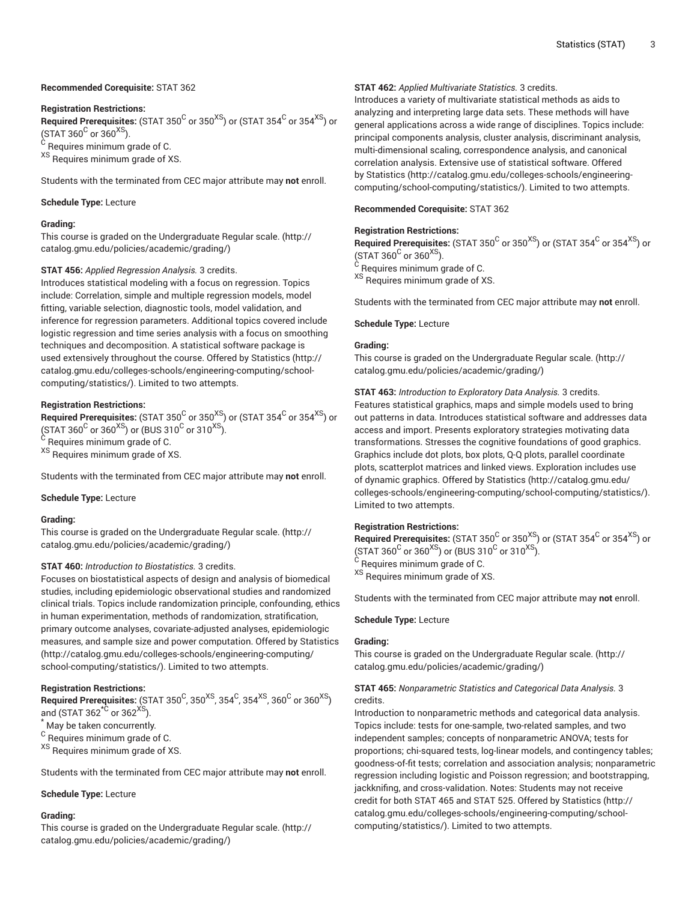**Recommended Corequisite:** STAT 362

**Registration Restrictions:**

**Required Prerequisites:** (STAT 350[C] or 350[XS]) or (STAT 354[C] or 354[XS]) or (STAT 360[C] or 360[XS]).

[C] Requires minimum grade of C.

[XS] Requires minimum grade of XS.

Students with the terminated from CEC major attribute may **not** enroll.

**Schedule Type:** Lecture

**Grading:**

This course is graded on the Undergraduate Regular scale. (http://catalog.gmu.edu/policies/academic/grading/)

**STAT 456:** *Applied Regression Analysis.* 3 credits.

Introduces statistical modeling with a focus on regression. Topics include: Correlation, simple and multiple regression models, model fitting, variable selection, diagnostic tools, model validation, and inference for regression parameters. Additional topics covered include logistic regression and time series analysis with a focus on smoothing techniques and decomposition. A statistical software package is used extensively throughout the course. Offered by Statistics (http://catalog.gmu.edu/colleges-schools/engineering-computing/school-computing/statistics/). Limited to two attempts.

**Registration Restrictions:**

**Required Prerequisites:** (STAT 350[C] or 350[XS]) or (STAT 354[C] or 354[XS]) or (STAT 360[C] or 360[XS]) or (BUS 310[C] or 310[XS]).

[C] Requires minimum grade of C.

[XS] Requires minimum grade of XS.

Students with the terminated from CEC major attribute may **not** enroll.

**Schedule Type:** Lecture

**Grading:**

This course is graded on the Undergraduate Regular scale. (http://catalog.gmu.edu/policies/academic/grading/)

**STAT 460:** *Introduction to Biostatistics.* 3 credits.

Focuses on biostatistical aspects of design and analysis of biomedical studies, including epidemiologic observational studies and randomized clinical trials. Topics include randomization principle, confounding, ethics in human experimentation, methods of randomization, stratification, primary outcome analyses, covariate-adjusted analyses, epidemiologic measures, and sample size and power computation. Offered by Statistics (http://catalog.gmu.edu/colleges-schools/engineering-computing/school-computing/statistics/). Limited to two attempts.

**Registration Restrictions:**

**Required Prerequisites:** (STAT 350[C], 350[XS], 354[C], 354[XS], 360[C] or 360[XS]) and (STAT 362[*C] or 362[XS]).

[*] May be taken concurrently.

[C] Requires minimum grade of C.

[XS] Requires minimum grade of XS.

Students with the terminated from CEC major attribute may **not** enroll.

**Schedule Type:** Lecture

**Grading:**

This course is graded on the Undergraduate Regular scale. (http://catalog.gmu.edu/policies/academic/grading/)

**STAT 462:** *Applied Multivariate Statistics.* 3 credits.

Introduces a variety of multivariate statistical methods as aids to analyzing and interpreting large data sets. These methods will have general applications across a wide range of disciplines. Topics include: principal components analysis, cluster analysis, discriminant analysis, multi-dimensional scaling, correspondence analysis, and canonical correlation analysis. Extensive use of statistical software. Offered by Statistics (http://catalog.gmu.edu/colleges-schools/engineering-computing/school-computing/statistics/). Limited to two attempts.

**Recommended Corequisite:** STAT 362

**Registration Restrictions:**

**Required Prerequisites:** (STAT 350[C] or 350[XS]) or (STAT 354[C] or 354[XS]) or (STAT 360[C] or 360[XS]).

[C] Requires minimum grade of C.

[XS] Requires minimum grade of XS.

Students with the terminated from CEC major attribute may **not** enroll.

**Schedule Type:** Lecture

**Grading:**

This course is graded on the Undergraduate Regular scale. (http://catalog.gmu.edu/policies/academic/grading/)

**STAT 463:** *Introduction to Exploratory Data Analysis.* 3 credits.

Features statistical graphics, maps and simple models used to bring out patterns in data. Introduces statistical software and addresses data access and import. Presents exploratory strategies motivating data transformations. Stresses the cognitive foundations of good graphics. Graphics include dot plots, box plots, Q-Q plots, parallel coordinate plots, scatterplot matrices and linked views. Exploration includes use of dynamic graphics. Offered by Statistics (http://catalog.gmu.edu/colleges-schools/engineering-computing/school-computing/statistics/). Limited to two attempts.

**Registration Restrictions:**

**Required Prerequisites:** (STAT 350[C] or 350[XS]) or (STAT 354[C] or 354[XS]) or (STAT 360[C] or 360[XS]) or (BUS 310[C] or 310[XS]).

[C] Requires minimum grade of C.

[XS] Requires minimum grade of XS.

Students with the terminated from CEC major attribute may **not** enroll.

**Schedule Type:** Lecture

**Grading:**

This course is graded on the Undergraduate Regular scale. (http://catalog.gmu.edu/policies/academic/grading/)

**STAT 465:** *Nonparametric Statistics and Categorical Data Analysis.* 3 credits.

Introduction to nonparametric methods and categorical data analysis. Topics include: tests for one-sample, two-related samples, and two independent samples; concepts of nonparametric ANOVA; tests for proportions; chi-squared tests, log-linear models, and contingency tables; goodness-of-fit tests; correlation and association analysis; nonparametric regression including logistic and Poisson regression; and bootstrapping, jackknifing, and cross-validation. Notes: Students may not receive credit for both STAT 465 and STAT 525. Offered by Statistics (http://catalog.gmu.edu/colleges-schools/engineering-computing/school-computing/statistics/). Limited to two attempts.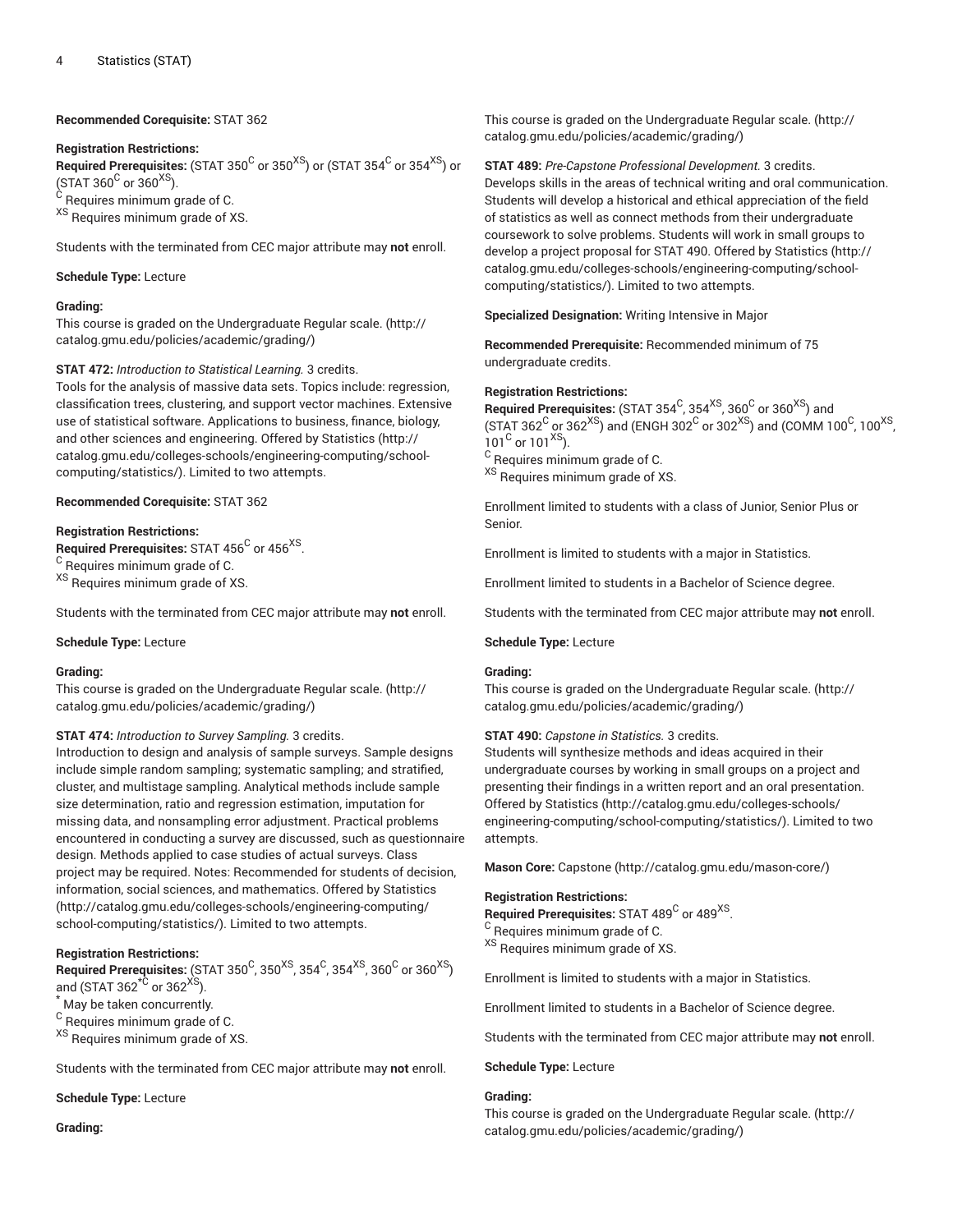**Recommended Corequisite:** STAT 362

**Registration Restrictions:**
**Required Prerequisites:** (STAT 350$^{C}$ or 350$^{XS}$) or (STAT 354$^{C}$ or 354$^{XS}$) or (STAT 360$^{C}$ or 360$^{XS}$).
$^{C}$ Requires minimum grade of C.
$^{XS}$ Requires minimum grade of XS.

Students with the terminated from CEC major attribute may **not** enroll.

**Schedule Type:** Lecture

**Grading:**
This course is graded on the Undergraduate Regular scale. (http://catalog.gmu.edu/policies/academic/grading/)

**STAT 472:** *Introduction to Statistical Learning.* 3 credits.
Tools for the analysis of massive data sets. Topics include: regression, classification trees, clustering, and support vector machines. Extensive use of statistical software. Applications to business, finance, biology, and other sciences and engineering. Offered by Statistics (http://catalog.gmu.edu/colleges-schools/engineering-computing/school-computing/statistics/). Limited to two attempts.

**Recommended Corequisite:** STAT 362

**Registration Restrictions:**
**Required Prerequisites:** STAT 456$^{C}$ or 456$^{XS}$.
$^{C}$ Requires minimum grade of C.
$^{XS}$ Requires minimum grade of XS.

Students with the terminated from CEC major attribute may **not** enroll.

**Schedule Type:** Lecture

**Grading:**
This course is graded on the Undergraduate Regular scale. (http://catalog.gmu.edu/policies/academic/grading/)

**STAT 474:** *Introduction to Survey Sampling.* 3 credits.
Introduction to design and analysis of sample surveys. Sample designs include simple random sampling; systematic sampling; and stratified, cluster, and multistage sampling. Analytical methods include sample size determination, ratio and regression estimation, imputation for missing data, and nonsampling error adjustment. Practical problems encountered in conducting a survey are discussed, such as questionnaire design. Methods applied to case studies of actual surveys. Class project may be required. Notes: Recommended for students of decision, information, social sciences, and mathematics. Offered by Statistics (http://catalog.gmu.edu/colleges-schools/engineering-computing/school-computing/statistics/). Limited to two attempts.

**Registration Restrictions:**
**Required Prerequisites:** (STAT 350$^{C}$, 350$^{XS}$, 354$^{C}$, 354$^{XS}$, 360$^{C}$ or 360$^{XS}$) and (STAT 362$^{*C}$ or 362$^{XS}$).
$^{*}$ May be taken concurrently.
$^{C}$ Requires minimum grade of C.
$^{XS}$ Requires minimum grade of XS.

Students with the terminated from CEC major attribute may **not** enroll.

**Schedule Type:** Lecture

**Grading:**
This course is graded on the Undergraduate Regular scale. (http://catalog.gmu.edu/policies/academic/grading/)

**STAT 489:** *Pre-Capstone Professional Development.* 3 credits.
Develops skills in the areas of technical writing and oral communication. Students will develop a historical and ethical appreciation of the field of statistics as well as connect methods from their undergraduate coursework to solve problems. Students will work in small groups to develop a project proposal for STAT 490. Offered by Statistics (http://catalog.gmu.edu/colleges-schools/engineering-computing/school-computing/statistics/). Limited to two attempts.

**Specialized Designation:** Writing Intensive in Major

**Recommended Prerequisite:** Recommended minimum of 75 undergraduate credits.

**Registration Restrictions:**
**Required Prerequisites:** (STAT 354$^{C}$, 354$^{XS}$, 360$^{C}$ or 360$^{XS}$) and (STAT 362$^{C}$ or 362$^{XS}$) and (ENGH 302$^{C}$ or 302$^{XS}$) and (COMM 100$^{C}$, 100$^{XS}$, 101$^{C}$ or 101$^{XS}$).
$^{C}$ Requires minimum grade of C.
$^{XS}$ Requires minimum grade of XS.

Enrollment limited to students with a class of Junior, Senior Plus or Senior.

Enrollment is limited to students with a major in Statistics.

Enrollment limited to students in a Bachelor of Science degree.

Students with the terminated from CEC major attribute may **not** enroll.

**Schedule Type:** Lecture

**Grading:**
This course is graded on the Undergraduate Regular scale. (http://catalog.gmu.edu/policies/academic/grading/)

**STAT 490:** *Capstone in Statistics.* 3 credits.
Students will synthesize methods and ideas acquired in their undergraduate courses by working in small groups on a project and presenting their findings in a written report and an oral presentation. Offered by Statistics (http://catalog.gmu.edu/colleges-schools/engineering-computing/school-computing/statistics/). Limited to two attempts.

**Mason Core:** Capstone (http://catalog.gmu.edu/mason-core/)

**Registration Restrictions:**
**Required Prerequisites:** STAT 489$^{C}$ or 489$^{XS}$.
$^{C}$ Requires minimum grade of C.
$^{XS}$ Requires minimum grade of XS.

Enrollment is limited to students with a major in Statistics.

Enrollment limited to students in a Bachelor of Science degree.

Students with the terminated from CEC major attribute may **not** enroll.

**Schedule Type:** Lecture

**Grading:**
This course is graded on the Undergraduate Regular scale. (http://catalog.gmu.edu/policies/academic/grading/)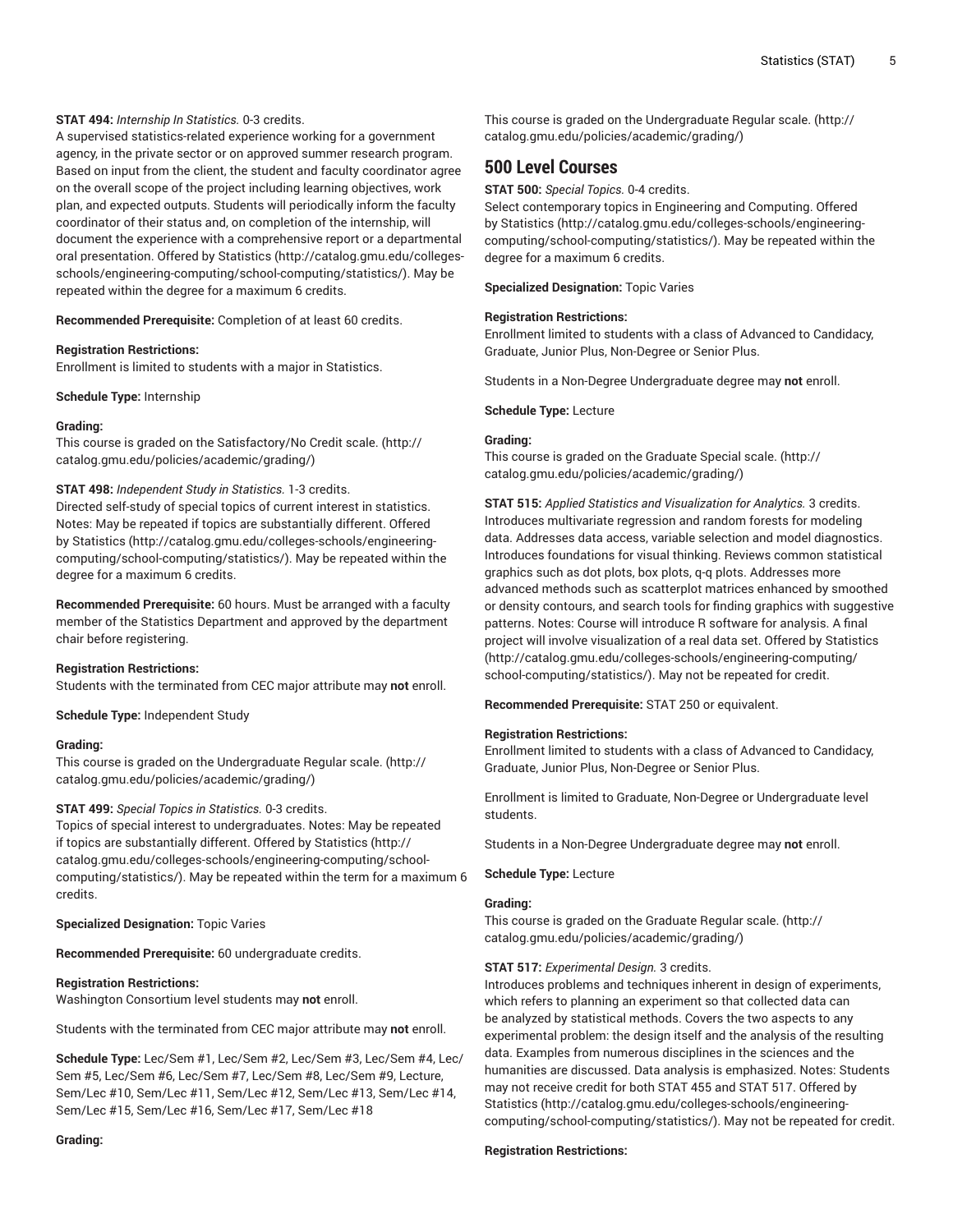**STAT 494:** *Internship In Statistics.* 0-3 credits.
A supervised statistics-related experience working for a government agency, in the private sector or on approved summer research program. Based on input from the client, the student and faculty coordinator agree on the overall scope of the project including learning objectives, work plan, and expected outputs. Students will periodically inform the faculty coordinator of their status and, on completion of the internship, will document the experience with a comprehensive report or a departmental oral presentation. Offered by Statistics (http://catalog.gmu.edu/colleges-schools/engineering-computing/school-computing/statistics/). May be repeated within the degree for a maximum 6 credits.

**Recommended Prerequisite:** Completion of at least 60 credits.

**Registration Restrictions:**
Enrollment is limited to students with a major in Statistics.

**Schedule Type:** Internship

**Grading:**
This course is graded on the Satisfactory/No Credit scale. (http://catalog.gmu.edu/policies/academic/grading/)

**STAT 498:** *Independent Study in Statistics.* 1-3 credits.
Directed self-study of special topics of current interest in statistics. Notes: May be repeated if topics are substantially different. Offered by Statistics (http://catalog.gmu.edu/colleges-schools/engineering-computing/school-computing/statistics/). May be repeated within the degree for a maximum 6 credits.

**Recommended Prerequisite:** 60 hours. Must be arranged with a faculty member of the Statistics Department and approved by the department chair before registering.

**Registration Restrictions:**
Students with the terminated from CEC major attribute may **not** enroll.

**Schedule Type:** Independent Study

**Grading:**
This course is graded on the Undergraduate Regular scale. (http://catalog.gmu.edu/policies/academic/grading/)

**STAT 499:** *Special Topics in Statistics.* 0-3 credits.
Topics of special interest to undergraduates. Notes: May be repeated if topics are substantially different. Offered by Statistics (http://catalog.gmu.edu/colleges-schools/engineering-computing/school-computing/statistics/). May be repeated within the term for a maximum 6 credits.

**Specialized Designation:** Topic Varies

**Recommended Prerequisite:** 60 undergraduate credits.

**Registration Restrictions:**
Washington Consortium level students may **not** enroll.

Students with the terminated from CEC major attribute may **not** enroll.

**Schedule Type:** Lec/Sem #1, Lec/Sem #2, Lec/Sem #3, Lec/Sem #4, Lec/Sem #5, Lec/Sem #6, Lec/Sem #7, Lec/Sem #8, Lec/Sem #9, Lecture, Sem/Lec #10, Sem/Lec #11, Sem/Lec #12, Sem/Lec #13, Sem/Lec #14, Sem/Lec #15, Sem/Lec #16, Sem/Lec #17, Sem/Lec #18

**Grading:**
This course is graded on the Undergraduate Regular scale. (http://catalog.gmu.edu/policies/academic/grading/)

## 500 Level Courses

**STAT 500:** *Special Topics.* 0-4 credits.
Select contemporary topics in Engineering and Computing. Offered by Statistics (http://catalog.gmu.edu/colleges-schools/engineering-computing/school-computing/statistics/). May be repeated within the degree for a maximum 6 credits.

**Specialized Designation:** Topic Varies

**Registration Restrictions:**
Enrollment limited to students with a class of Advanced to Candidacy, Graduate, Junior Plus, Non-Degree or Senior Plus.

Students in a Non-Degree Undergraduate degree may **not** enroll.

**Schedule Type:** Lecture

**Grading:**
This course is graded on the Graduate Special scale. (http://catalog.gmu.edu/policies/academic/grading/)

**STAT 515:** *Applied Statistics and Visualization for Analytics.* 3 credits.
Introduces multivariate regression and random forests for modeling data. Addresses data access, variable selection and model diagnostics. Introduces foundations for visual thinking. Reviews common statistical graphics such as dot plots, box plots, q-q plots. Addresses more advanced methods such as scatterplot matrices enhanced by smoothed or density contours, and search tools for finding graphics with suggestive patterns. Notes: Course will introduce R software for analysis. A final project will involve visualization of a real data set. Offered by Statistics (http://catalog.gmu.edu/colleges-schools/engineering-computing/school-computing/statistics/). May not be repeated for credit.

**Recommended Prerequisite:** STAT 250 or equivalent.

**Registration Restrictions:**
Enrollment limited to students with a class of Advanced to Candidacy, Graduate, Junior Plus, Non-Degree or Senior Plus.

Enrollment is limited to Graduate, Non-Degree or Undergraduate level students.

Students in a Non-Degree Undergraduate degree may **not** enroll.

**Schedule Type:** Lecture

**Grading:**
This course is graded on the Graduate Regular scale. (http://catalog.gmu.edu/policies/academic/grading/)

**STAT 517:** *Experimental Design.* 3 credits.
Introduces problems and techniques inherent in design of experiments, which refers to planning an experiment so that collected data can be analyzed by statistical methods. Covers the two aspects to any experimental problem: the design itself and the analysis of the resulting data. Examples from numerous disciplines in the sciences and the humanities are discussed. Data analysis is emphasized. Notes: Students may not receive credit for both STAT 455 and STAT 517. Offered by Statistics (http://catalog.gmu.edu/colleges-schools/engineering-computing/school-computing/statistics/). May not be repeated for credit.

**Registration Restrictions:**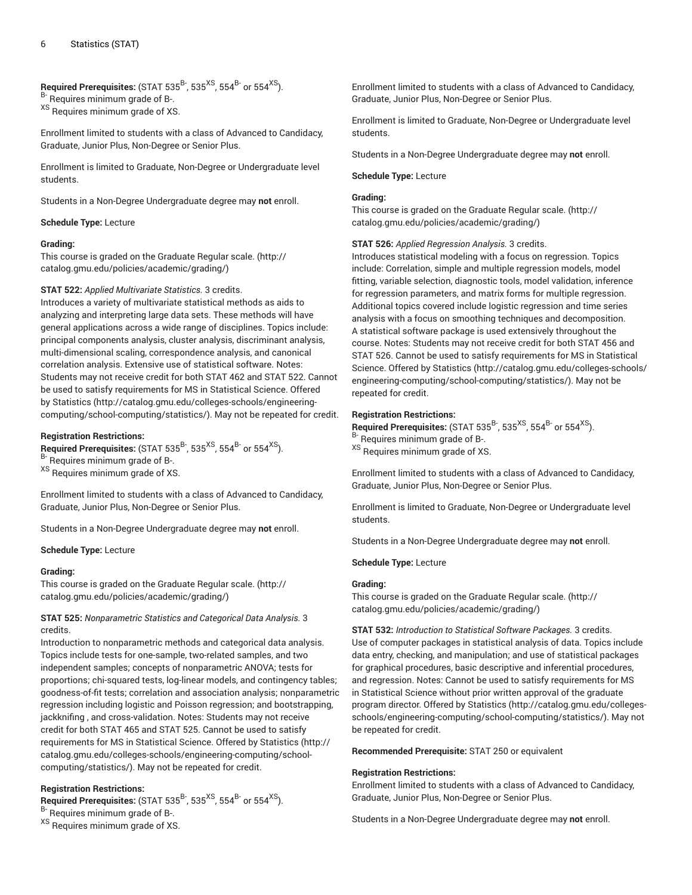**Required Prerequisites:** (STAT 535[B-], 535[XS], 554[B-] or 554[XS]).
[B-] Requires minimum grade of B-.
[XS] Requires minimum grade of XS.

Enrollment limited to students with a class of Advanced to Candidacy, Graduate, Junior Plus, Non-Degree or Senior Plus.

Enrollment is limited to Graduate, Non-Degree or Undergraduate level students.

Students in a Non-Degree Undergraduate degree may **not** enroll.

**Schedule Type:** Lecture

**Grading:**
This course is graded on the Graduate Regular scale. (http://catalog.gmu.edu/policies/academic/grading/)

**STAT 522:** *Applied Multivariate Statistics.* 3 credits.
Introduces a variety of multivariate statistical methods as aids to analyzing and interpreting large data sets. These methods will have general applications across a wide range of disciplines. Topics include: principal components analysis, cluster analysis, discriminant analysis, multi-dimensional scaling, correspondence analysis, and canonical correlation analysis. Extensive use of statistical software. Notes: Students may not receive credit for both STAT 462 and STAT 522. Cannot be used to satisfy requirements for MS in Statistical Science. Offered by Statistics (http://catalog.gmu.edu/colleges-schools/engineering-computing/school-computing/statistics/). May not be repeated for credit.

**Registration Restrictions:**
**Required Prerequisites:** (STAT 535[B-], 535[XS], 554[B-] or 554[XS]).
[B-] Requires minimum grade of B-.
[XS] Requires minimum grade of XS.

Enrollment limited to students with a class of Advanced to Candidacy, Graduate, Junior Plus, Non-Degree or Senior Plus.

Students in a Non-Degree Undergraduate degree may **not** enroll.

**Schedule Type:** Lecture

**Grading:**
This course is graded on the Graduate Regular scale. (http://catalog.gmu.edu/policies/academic/grading/)

**STAT 525:** *Nonparametric Statistics and Categorical Data Analysis.* 3 credits.
Introduction to nonparametric methods and categorical data analysis. Topics include tests for one-sample, two-related samples, and two independent samples; concepts of nonparametric ANOVA; tests for proportions; chi-squared tests, log-linear models, and contingency tables; goodness-of-fit tests; correlation and association analysis; nonparametric regression including logistic and Poisson regression; and bootstrapping, jackknifing , and cross-validation. Notes: Students may not receive credit for both STAT 465 and STAT 525. Cannot be used to satisfy requirements for MS in Statistical Science. Offered by Statistics (http://catalog.gmu.edu/colleges-schools/engineering-computing/school-computing/statistics/). May not be repeated for credit.

**Registration Restrictions:**
**Required Prerequisites:** (STAT 535[B-], 535[XS], 554[B-] or 554[XS]).
[B-] Requires minimum grade of B-.
[XS] Requires minimum grade of XS.

Enrollment limited to students with a class of Advanced to Candidacy, Graduate, Junior Plus, Non-Degree or Senior Plus.

Enrollment is limited to Graduate, Non-Degree or Undergraduate level students.

Students in a Non-Degree Undergraduate degree may **not** enroll.

**Schedule Type:** Lecture

**Grading:**
This course is graded on the Graduate Regular scale. (http://catalog.gmu.edu/policies/academic/grading/)

**STAT 526:** *Applied Regression Analysis.* 3 credits.
Introduces statistical modeling with a focus on regression. Topics include: Correlation, simple and multiple regression models, model fitting, variable selection, diagnostic tools, model validation, inference for regression parameters, and matrix forms for multiple regression. Additional topics covered include logistic regression and time series analysis with a focus on smoothing techniques and decomposition. A statistical software package is used extensively throughout the course. Notes: Students may not receive credit for both STAT 456 and STAT 526. Cannot be used to satisfy requirements for MS in Statistical Science. Offered by Statistics (http://catalog.gmu.edu/colleges-schools/engineering-computing/school-computing/statistics/). May not be repeated for credit.

**Registration Restrictions:**
**Required Prerequisites:** (STAT 535[B-], 535[XS], 554[B-] or 554[XS]).
[B-] Requires minimum grade of B-.
[XS] Requires minimum grade of XS.

Enrollment limited to students with a class of Advanced to Candidacy, Graduate, Junior Plus, Non-Degree or Senior Plus.

Enrollment is limited to Graduate, Non-Degree or Undergraduate level students.

Students in a Non-Degree Undergraduate degree may **not** enroll.

**Schedule Type:** Lecture

**Grading:**
This course is graded on the Graduate Regular scale. (http://catalog.gmu.edu/policies/academic/grading/)

**STAT 532:** *Introduction to Statistical Software Packages.* 3 credits.
Use of computer packages in statistical analysis of data. Topics include data entry, checking, and manipulation; and use of statistical packages for graphical procedures, basic descriptive and inferential procedures, and regression. Notes: Cannot be used to satisfy requirements for MS in Statistical Science without prior written approval of the graduate program director. Offered by Statistics (http://catalog.gmu.edu/colleges-schools/engineering-computing/school-computing/statistics/). May not be repeated for credit.

**Recommended Prerequisite:** STAT 250 or equivalent

**Registration Restrictions:**
Enrollment limited to students with a class of Advanced to Candidacy, Graduate, Junior Plus, Non-Degree or Senior Plus.

Students in a Non-Degree Undergraduate degree may **not** enroll.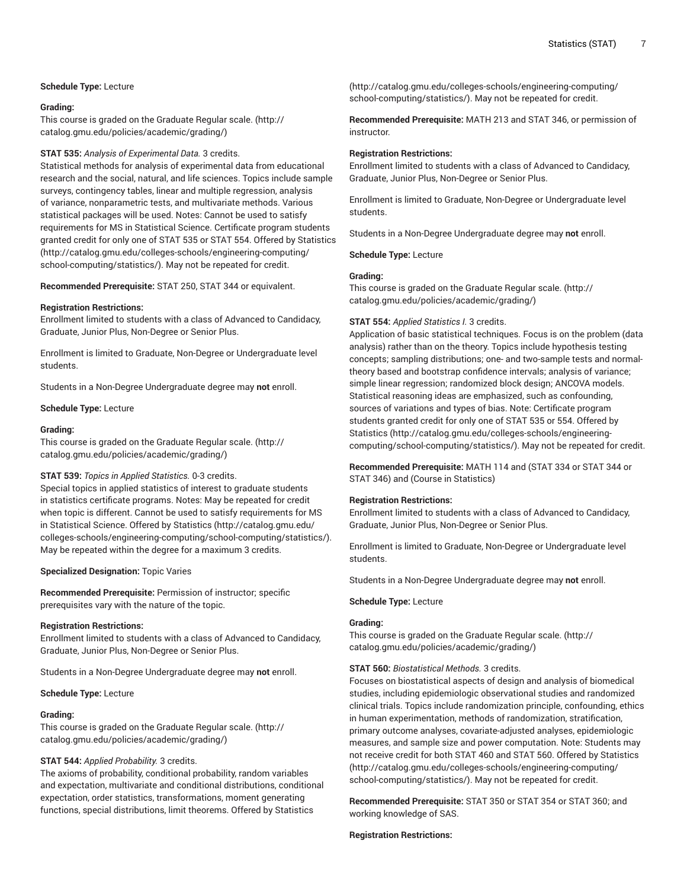**Schedule Type:** Lecture

**Grading:**
This course is graded on the Graduate Regular scale. (http://catalog.gmu.edu/policies/academic/grading/)

**STAT 535:** *Analysis of Experimental Data.* 3 credits.
Statistical methods for analysis of experimental data from educational research and the social, natural, and life sciences. Topics include sample surveys, contingency tables, linear and multiple regression, analysis of variance, nonparametric tests, and multivariate methods. Various statistical packages will be used. Notes: Cannot be used to satisfy requirements for MS in Statistical Science. Certificate program students granted credit for only one of STAT 535 or STAT 554. Offered by Statistics (http://catalog.gmu.edu/colleges-schools/engineering-computing/school-computing/statistics/). May not be repeated for credit.

**Recommended Prerequisite:** STAT 250, STAT 344 or equivalent.

**Registration Restrictions:**
Enrollment limited to students with a class of Advanced to Candidacy, Graduate, Junior Plus, Non-Degree or Senior Plus.

Enrollment is limited to Graduate, Non-Degree or Undergraduate level students.

Students in a Non-Degree Undergraduate degree may **not** enroll.

**Schedule Type:** Lecture

**Grading:**
This course is graded on the Graduate Regular scale. (http://catalog.gmu.edu/policies/academic/grading/)

**STAT 539:** *Topics in Applied Statistics.* 0-3 credits.
Special topics in applied statistics of interest to graduate students in statistics certificate programs. Notes: May be repeated for credit when topic is different. Cannot be used to satisfy requirements for MS in Statistical Science. Offered by Statistics (http://catalog.gmu.edu/colleges-schools/engineering-computing/school-computing/statistics/). May be repeated within the degree for a maximum 3 credits.

**Specialized Designation:** Topic Varies

**Recommended Prerequisite:** Permission of instructor; specific prerequisites vary with the nature of the topic.

**Registration Restrictions:**
Enrollment limited to students with a class of Advanced to Candidacy, Graduate, Junior Plus, Non-Degree or Senior Plus.

Students in a Non-Degree Undergraduate degree may **not** enroll.

**Schedule Type:** Lecture

**Grading:**
This course is graded on the Graduate Regular scale. (http://catalog.gmu.edu/policies/academic/grading/)

**STAT 544:** *Applied Probability.* 3 credits.
The axioms of probability, conditional probability, random variables and expectation, multivariate and conditional distributions, conditional expectation, order statistics, transformations, moment generating functions, special distributions, limit theorems. Offered by Statistics (http://catalog.gmu.edu/colleges-schools/engineering-computing/school-computing/statistics/). May not be repeated for credit.

**Recommended Prerequisite:** MATH 213 and STAT 346, or permission of instructor.

**Registration Restrictions:**
Enrollment limited to students with a class of Advanced to Candidacy, Graduate, Junior Plus, Non-Degree or Senior Plus.

Enrollment is limited to Graduate, Non-Degree or Undergraduate level students.

Students in a Non-Degree Undergraduate degree may **not** enroll.

**Schedule Type:** Lecture

**Grading:**
This course is graded on the Graduate Regular scale. (http://catalog.gmu.edu/policies/academic/grading/)

**STAT 554:** *Applied Statistics I.* 3 credits.
Application of basic statistical techniques. Focus is on the problem (data analysis) rather than on the theory. Topics include hypothesis testing concepts; sampling distributions; one- and two-sample tests and normal-theory based and bootstrap confidence intervals; analysis of variance; simple linear regression; randomized block design; ANCOVA models. Statistical reasoning ideas are emphasized, such as confounding, sources of variations and types of bias. Note: Certificate program students granted credit for only one of STAT 535 or 554. Offered by Statistics (http://catalog.gmu.edu/colleges-schools/engineering-computing/school-computing/statistics/). May not be repeated for credit.

**Recommended Prerequisite:** MATH 114 and (STAT 334 or STAT 344 or STAT 346) and (Course in Statistics)

**Registration Restrictions:**
Enrollment limited to students with a class of Advanced to Candidacy, Graduate, Junior Plus, Non-Degree or Senior Plus.

Enrollment is limited to Graduate, Non-Degree or Undergraduate level students.

Students in a Non-Degree Undergraduate degree may **not** enroll.

**Schedule Type:** Lecture

**Grading:**
This course is graded on the Graduate Regular scale. (http://catalog.gmu.edu/policies/academic/grading/)

**STAT 560:** *Biostatistical Methods.* 3 credits.
Focuses on biostatistical aspects of design and analysis of biomedical studies, including epidemiologic observational studies and randomized clinical trials. Topics include randomization principle, confounding, ethics in human experimentation, methods of randomization, stratification, primary outcome analyses, covariate-adjusted analyses, epidemiologic measures, and sample size and power computation. Note: Students may not receive credit for both STAT 460 and STAT 560. Offered by Statistics (http://catalog.gmu.edu/colleges-schools/engineering-computing/school-computing/statistics/). May not be repeated for credit.

**Recommended Prerequisite:** STAT 350 or STAT 354 or STAT 360; and working knowledge of SAS.

**Registration Restrictions:**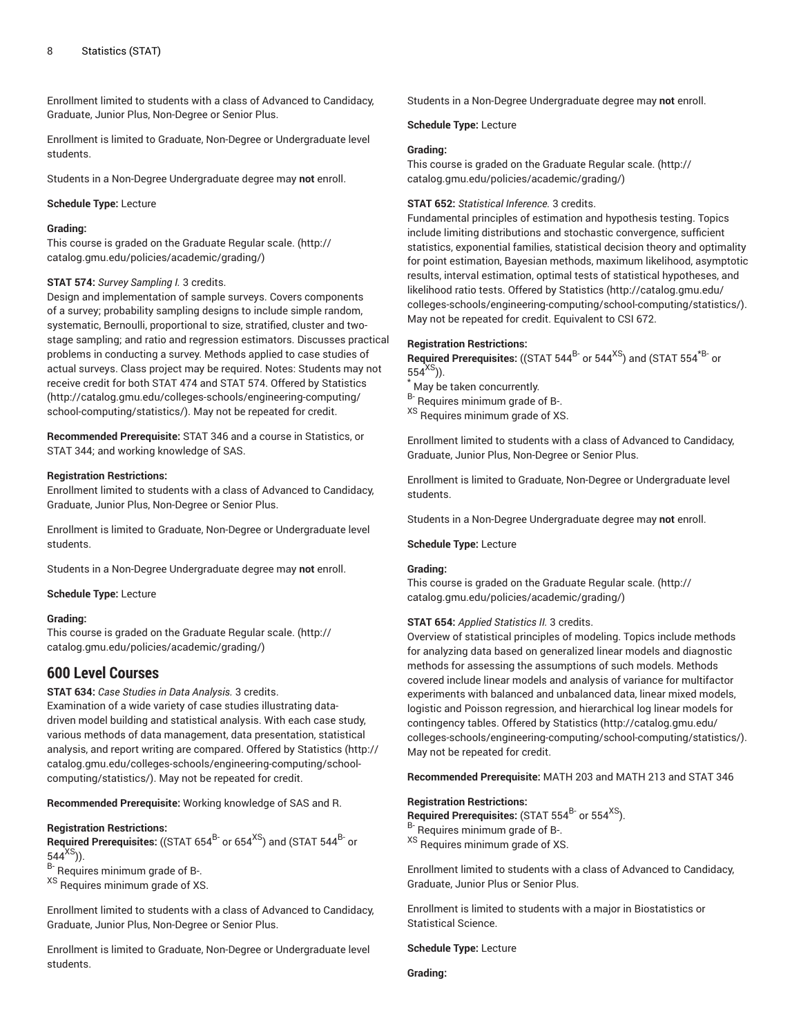Enrollment limited to students with a class of Advanced to Candidacy, Graduate, Junior Plus, Non-Degree or Senior Plus.

Enrollment is limited to Graduate, Non-Degree or Undergraduate level students.

Students in a Non-Degree Undergraduate degree may **not** enroll.

**Schedule Type:** Lecture

**Grading:**
This course is graded on the Graduate Regular scale. (http://catalog.gmu.edu/policies/academic/grading/)

**STAT 574:** *Survey Sampling I.* 3 credits.
Design and implementation of sample surveys. Covers components of a survey; probability sampling designs to include simple random, systematic, Bernoulli, proportional to size, stratified, cluster and two-stage sampling; and ratio and regression estimators. Discusses practical problems in conducting a survey. Methods applied to case studies of actual surveys. Class project may be required. Notes: Students may not receive credit for both STAT 474 and STAT 574. Offered by Statistics (http://catalog.gmu.edu/colleges-schools/engineering-computing/school-computing/statistics/). May not be repeated for credit.

**Recommended Prerequisite:** STAT 346 and a course in Statistics, or STAT 344; and working knowledge of SAS.

**Registration Restrictions:**
Enrollment limited to students with a class of Advanced to Candidacy, Graduate, Junior Plus, Non-Degree or Senior Plus.

Enrollment is limited to Graduate, Non-Degree or Undergraduate level students.

Students in a Non-Degree Undergraduate degree may **not** enroll.

**Schedule Type:** Lecture

**Grading:**
This course is graded on the Graduate Regular scale. (http://catalog.gmu.edu/policies/academic/grading/)

## 600 Level Courses

**STAT 634:** *Case Studies in Data Analysis.* 3 credits.
Examination of a wide variety of case studies illustrating data-driven model building and statistical analysis. With each case study, various methods of data management, data presentation, statistical analysis, and report writing are compared. Offered by Statistics (http://catalog.gmu.edu/colleges-schools/engineering-computing/school-computing/statistics/). May not be repeated for credit.

**Recommended Prerequisite:** Working knowledge of SAS and R.

**Registration Restrictions:**
**Required Prerequisites:** ((STAT 654[B-] or 654[XS]) and (STAT 544[B-] or 544[XS])).
[B-] Requires minimum grade of B-.
[XS] Requires minimum grade of XS.

Enrollment limited to students with a class of Advanced to Candidacy, Graduate, Junior Plus, Non-Degree or Senior Plus.

Enrollment is limited to Graduate, Non-Degree or Undergraduate level students.

Students in a Non-Degree Undergraduate degree may **not** enroll.

**Schedule Type:** Lecture

**Grading:**
This course is graded on the Graduate Regular scale. (http://catalog.gmu.edu/policies/academic/grading/)

**STAT 652:** *Statistical Inference.* 3 credits.
Fundamental principles of estimation and hypothesis testing. Topics include limiting distributions and stochastic convergence, sufficient statistics, exponential families, statistical decision theory and optimality for point estimation, Bayesian methods, maximum likelihood, asymptotic results, interval estimation, optimal tests of statistical hypotheses, and likelihood ratio tests. Offered by Statistics (http://catalog.gmu.edu/colleges-schools/engineering-computing/school-computing/statistics/). May not be repeated for credit. Equivalent to CSI 672.

**Registration Restrictions:**
**Required Prerequisites:** ((STAT 544[B-] or 544[XS]) and (STAT 554[*B-] or 554[XS])).
[*] May be taken concurrently.
[B-] Requires minimum grade of B-.
[XS] Requires minimum grade of XS.

Enrollment limited to students with a class of Advanced to Candidacy, Graduate, Junior Plus, Non-Degree or Senior Plus.

Enrollment is limited to Graduate, Non-Degree or Undergraduate level students.

Students in a Non-Degree Undergraduate degree may **not** enroll.

**Schedule Type:** Lecture

**Grading:**
This course is graded on the Graduate Regular scale. (http://catalog.gmu.edu/policies/academic/grading/)

**STAT 654:** *Applied Statistics II.* 3 credits.
Overview of statistical principles of modeling. Topics include methods for analyzing data based on generalized linear models and diagnostic methods for assessing the assumptions of such models. Methods covered include linear models and analysis of variance for multifactor experiments with balanced and unbalanced data, linear mixed models, logistic and Poisson regression, and hierarchical log linear models for contingency tables. Offered by Statistics (http://catalog.gmu.edu/colleges-schools/engineering-computing/school-computing/statistics/). May not be repeated for credit.

**Recommended Prerequisite:** MATH 203 and MATH 213 and STAT 346

**Registration Restrictions:**
**Required Prerequisites:** (STAT 554[B-] or 554[XS]).
[B-] Requires minimum grade of B-.
[XS] Requires minimum grade of XS.

Enrollment limited to students with a class of Advanced to Candidacy, Graduate, Junior Plus or Senior Plus.

Enrollment is limited to students with a major in Biostatistics or Statistical Science.

**Schedule Type:** Lecture

**Grading:**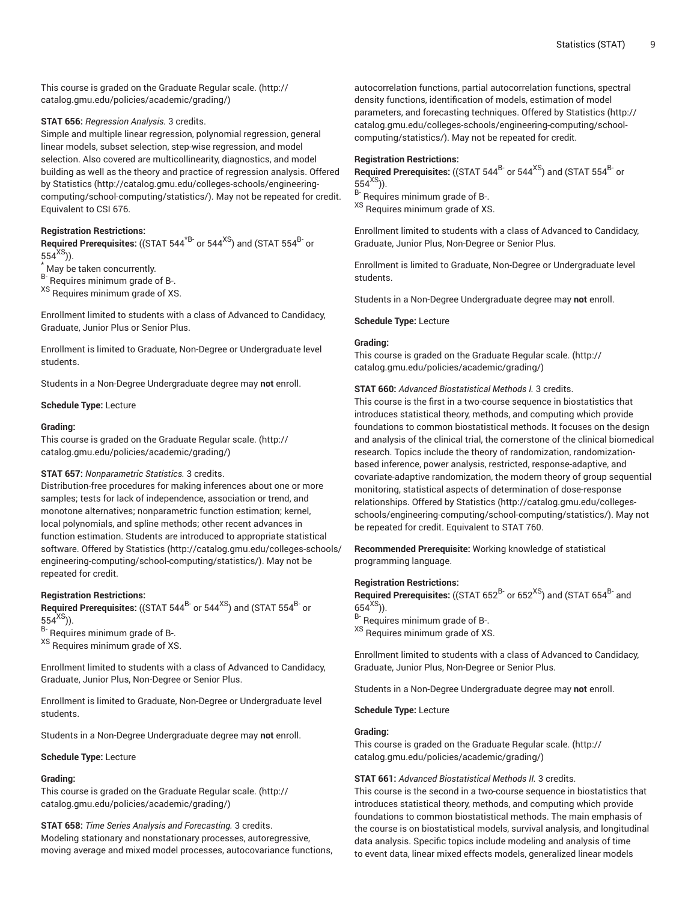This course is graded on the Graduate Regular scale. (http://catalog.gmu.edu/policies/academic/grading/)

**STAT 656:** *Regression Analysis.* 3 credits.
Simple and multiple linear regression, polynomial regression, general linear models, subset selection, step-wise regression, and model selection. Also covered are multicollinearity, diagnostics, and model building as well as the theory and practice of regression analysis. Offered by Statistics (http://catalog.gmu.edu/colleges-schools/engineering-computing/school-computing/statistics/). May not be repeated for credit. Equivalent to CSI 676.

**Registration Restrictions:**
**Required Prerequisites:** ((STAT 544*B- or 544XS) and (STAT 554B- or 554XS)).
\* May be taken concurrently.
B- Requires minimum grade of B-.
XS Requires minimum grade of XS.

Enrollment limited to students with a class of Advanced to Candidacy, Graduate, Junior Plus or Senior Plus.

Enrollment is limited to Graduate, Non-Degree or Undergraduate level students.

Students in a Non-Degree Undergraduate degree may **not** enroll.

**Schedule Type:** Lecture

**Grading:**
This course is graded on the Graduate Regular scale. (http://catalog.gmu.edu/policies/academic/grading/)

**STAT 657:** *Nonparametric Statistics.* 3 credits.
Distribution-free procedures for making inferences about one or more samples; tests for lack of independence, association or trend, and monotone alternatives; nonparametric function estimation; kernel, local polynomials, and spline methods; other recent advances in function estimation. Students are introduced to appropriate statistical software. Offered by Statistics (http://catalog.gmu.edu/colleges-schools/engineering-computing/school-computing/statistics/). May not be repeated for credit.

**Registration Restrictions:**
**Required Prerequisites:** ((STAT 544B- or 544XS) and (STAT 554B- or 554XS)).
B- Requires minimum grade of B-.
XS Requires minimum grade of XS.

Enrollment limited to students with a class of Advanced to Candidacy, Graduate, Junior Plus, Non-Degree or Senior Plus.

Enrollment is limited to Graduate, Non-Degree or Undergraduate level students.

Students in a Non-Degree Undergraduate degree may **not** enroll.

**Schedule Type:** Lecture

**Grading:**
This course is graded on the Graduate Regular scale. (http://catalog.gmu.edu/policies/academic/grading/)

**STAT 658:** *Time Series Analysis and Forecasting.* 3 credits.
Modeling stationary and nonstationary processes, autoregressive, moving average and mixed model processes, autocovariance functions, autocorrelation functions, partial autocorrelation functions, spectral density functions, identification of models, estimation of model parameters, and forecasting techniques. Offered by Statistics (http://catalog.gmu.edu/colleges-schools/engineering-computing/school-computing/statistics/). May not be repeated for credit.

**Registration Restrictions:**
**Required Prerequisites:** ((STAT 544B- or 544XS) and (STAT 554B- or 554XS)).
B- Requires minimum grade of B-.
XS Requires minimum grade of XS.

Enrollment limited to students with a class of Advanced to Candidacy, Graduate, Junior Plus, Non-Degree or Senior Plus.

Enrollment is limited to Graduate, Non-Degree or Undergraduate level students.

Students in a Non-Degree Undergraduate degree may **not** enroll.

**Schedule Type:** Lecture

**Grading:**
This course is graded on the Graduate Regular scale. (http://catalog.gmu.edu/policies/academic/grading/)

**STAT 660:** *Advanced Biostatistical Methods I.* 3 credits.
This course is the first in a two-course sequence in biostatistics that introduces statistical theory, methods, and computing which provide foundations to common biostatistical methods. It focuses on the design and analysis of the clinical trial, the cornerstone of the clinical biomedical research. Topics include the theory of randomization, randomization-based inference, power analysis, restricted, response-adaptive, and covariate-adaptive randomization, the modern theory of group sequential monitoring, statistical aspects of determination of dose-response relationships. Offered by Statistics (http://catalog.gmu.edu/colleges-schools/engineering-computing/school-computing/statistics/). May not be repeated for credit. Equivalent to STAT 760.

**Recommended Prerequisite:** Working knowledge of statistical programming language.

**Registration Restrictions:**
**Required Prerequisites:** ((STAT 652B- or 652XS) and (STAT 654B- and 654XS)).
B- Requires minimum grade of B-.
XS Requires minimum grade of XS.

Enrollment limited to students with a class of Advanced to Candidacy, Graduate, Junior Plus, Non-Degree or Senior Plus.

Students in a Non-Degree Undergraduate degree may **not** enroll.

**Schedule Type:** Lecture

**Grading:**
This course is graded on the Graduate Regular scale. (http://catalog.gmu.edu/policies/academic/grading/)

**STAT 661:** *Advanced Biostatistical Methods II.* 3 credits.
This course is the second in a two-course sequence in biostatistics that introduces statistical theory, methods, and computing which provide foundations to common biostatistical methods. The main emphasis of the course is on biostatistical models, survival analysis, and longitudinal data analysis. Specific topics include modeling and analysis of time to event data, linear mixed effects models, generalized linear models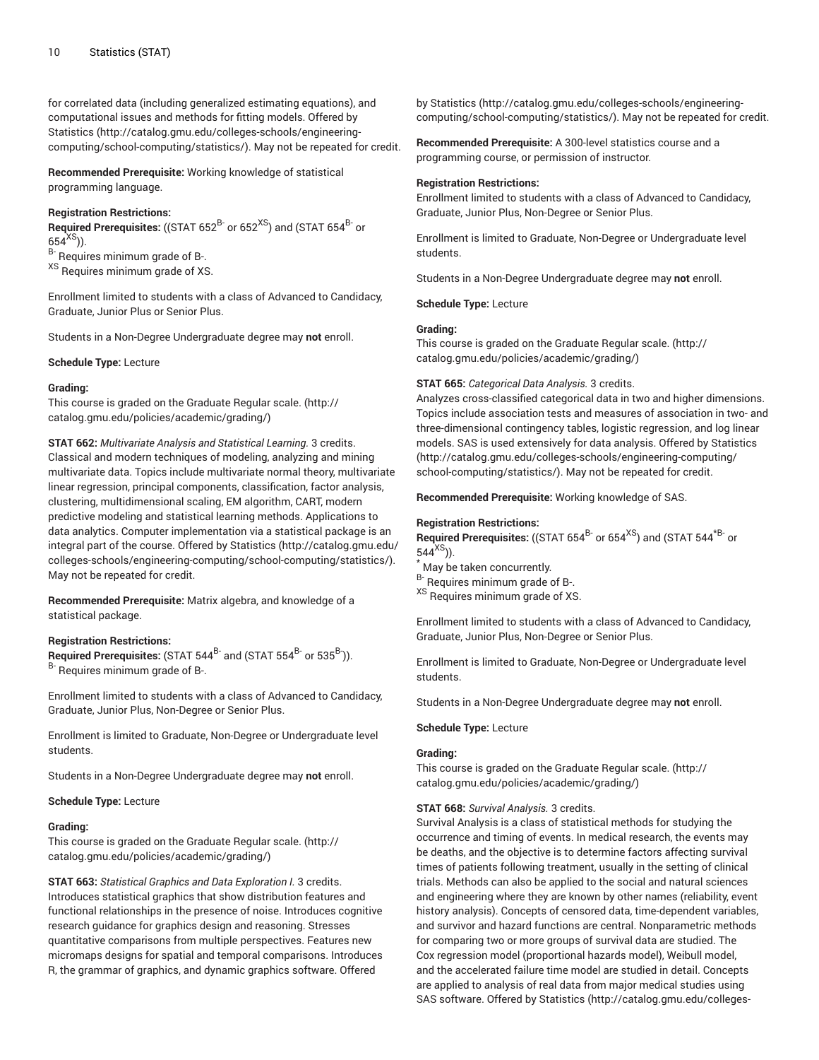for correlated data (including generalized estimating equations), and computational issues and methods for fitting models. Offered by Statistics (http://catalog.gmu.edu/colleges-schools/engineering-computing/school-computing/statistics/). May not be repeated for credit.

**Recommended Prerequisite:** Working knowledge of statistical programming language.

**Registration Restrictions:**
**Required Prerequisites:** ((STAT 652$^{B-}$ or 652$^{XS}$) and (STAT 654$^{B-}$ or 654$^{XS}$)).
$^{B-}$ Requires minimum grade of B-.
$^{XS}$ Requires minimum grade of XS.

Enrollment limited to students with a class of Advanced to Candidacy, Graduate, Junior Plus or Senior Plus.

Students in a Non-Degree Undergraduate degree may **not** enroll.

**Schedule Type:** Lecture

**Grading:**
This course is graded on the Graduate Regular scale. (http://catalog.gmu.edu/policies/academic/grading/)

**STAT 662:** *Multivariate Analysis and Statistical Learning.* 3 credits.
Classical and modern techniques of modeling, analyzing and mining multivariate data. Topics include multivariate normal theory, multivariate linear regression, principal components, classification, factor analysis, clustering, multidimensional scaling, EM algorithm, CART, modern predictive modeling and statistical learning methods. Applications to data analytics. Computer implementation via a statistical package is an integral part of the course. Offered by Statistics (http://catalog.gmu.edu/colleges-schools/engineering-computing/school-computing/statistics/). May not be repeated for credit.

**Recommended Prerequisite:** Matrix algebra, and knowledge of a statistical package.

**Registration Restrictions:**
**Required Prerequisites:** (STAT 544$^{B-}$ and (STAT 554$^{B-}$ or 535$^{B-}$)).
$^{B-}$ Requires minimum grade of B-.

Enrollment limited to students with a class of Advanced to Candidacy, Graduate, Junior Plus, Non-Degree or Senior Plus.

Enrollment is limited to Graduate, Non-Degree or Undergraduate level students.

Students in a Non-Degree Undergraduate degree may **not** enroll.

**Schedule Type:** Lecture

**Grading:**
This course is graded on the Graduate Regular scale. (http://catalog.gmu.edu/policies/academic/grading/)

**STAT 663:** *Statistical Graphics and Data Exploration I.* 3 credits.
Introduces statistical graphics that show distribution features and functional relationships in the presence of noise. Introduces cognitive research guidance for graphics design and reasoning. Stresses quantitative comparisons from multiple perspectives. Features new micromaps designs for spatial and temporal comparisons. Introduces R, the grammar of graphics, and dynamic graphics software. Offered by Statistics (http://catalog.gmu.edu/colleges-schools/engineering-computing/school-computing/statistics/). May not be repeated for credit.

**Recommended Prerequisite:** A 300-level statistics course and a programming course, or permission of instructor.

**Registration Restrictions:**
Enrollment limited to students with a class of Advanced to Candidacy, Graduate, Junior Plus, Non-Degree or Senior Plus.

Enrollment is limited to Graduate, Non-Degree or Undergraduate level students.

Students in a Non-Degree Undergraduate degree may **not** enroll.

**Schedule Type:** Lecture

**Grading:**
This course is graded on the Graduate Regular scale. (http://catalog.gmu.edu/policies/academic/grading/)

**STAT 665:** *Categorical Data Analysis.* 3 credits.
Analyzes cross-classified categorical data in two and higher dimensions. Topics include association tests and measures of association in two- and three-dimensional contingency tables, logistic regression, and log linear models. SAS is used extensively for data analysis. Offered by Statistics (http://catalog.gmu.edu/colleges-schools/engineering-computing/school-computing/statistics/). May not be repeated for credit.

**Recommended Prerequisite:** Working knowledge of SAS.

**Registration Restrictions:**
**Required Prerequisites:** ((STAT 654$^{B-}$ or 654$^{XS}$) and (STAT 544$^{*B-}$ or 544$^{XS}$)).
$^{*}$ May be taken concurrently.
$^{B-}$ Requires minimum grade of B-.
$^{XS}$ Requires minimum grade of XS.

Enrollment limited to students with a class of Advanced to Candidacy, Graduate, Junior Plus, Non-Degree or Senior Plus.

Enrollment is limited to Graduate, Non-Degree or Undergraduate level students.

Students in a Non-Degree Undergraduate degree may **not** enroll.

**Schedule Type:** Lecture

**Grading:**
This course is graded on the Graduate Regular scale. (http://catalog.gmu.edu/policies/academic/grading/)

**STAT 668:** *Survival Analysis.* 3 credits.
Survival Analysis is a class of statistical methods for studying the occurrence and timing of events. In medical research, the events may be deaths, and the objective is to determine factors affecting survival times of patients following treatment, usually in the setting of clinical trials. Methods can also be applied to the social and natural sciences and engineering where they are known by other names (reliability, event history analysis). Concepts of censored data, time-dependent variables, and survivor and hazard functions are central. Nonparametric methods for comparing two or more groups of survival data are studied. The Cox regression model (proportional hazards model), Weibull model, and the accelerated failure time model are studied in detail. Concepts are applied to analysis of real data from major medical studies using SAS software. Offered by Statistics (http://catalog.gmu.edu/colleges-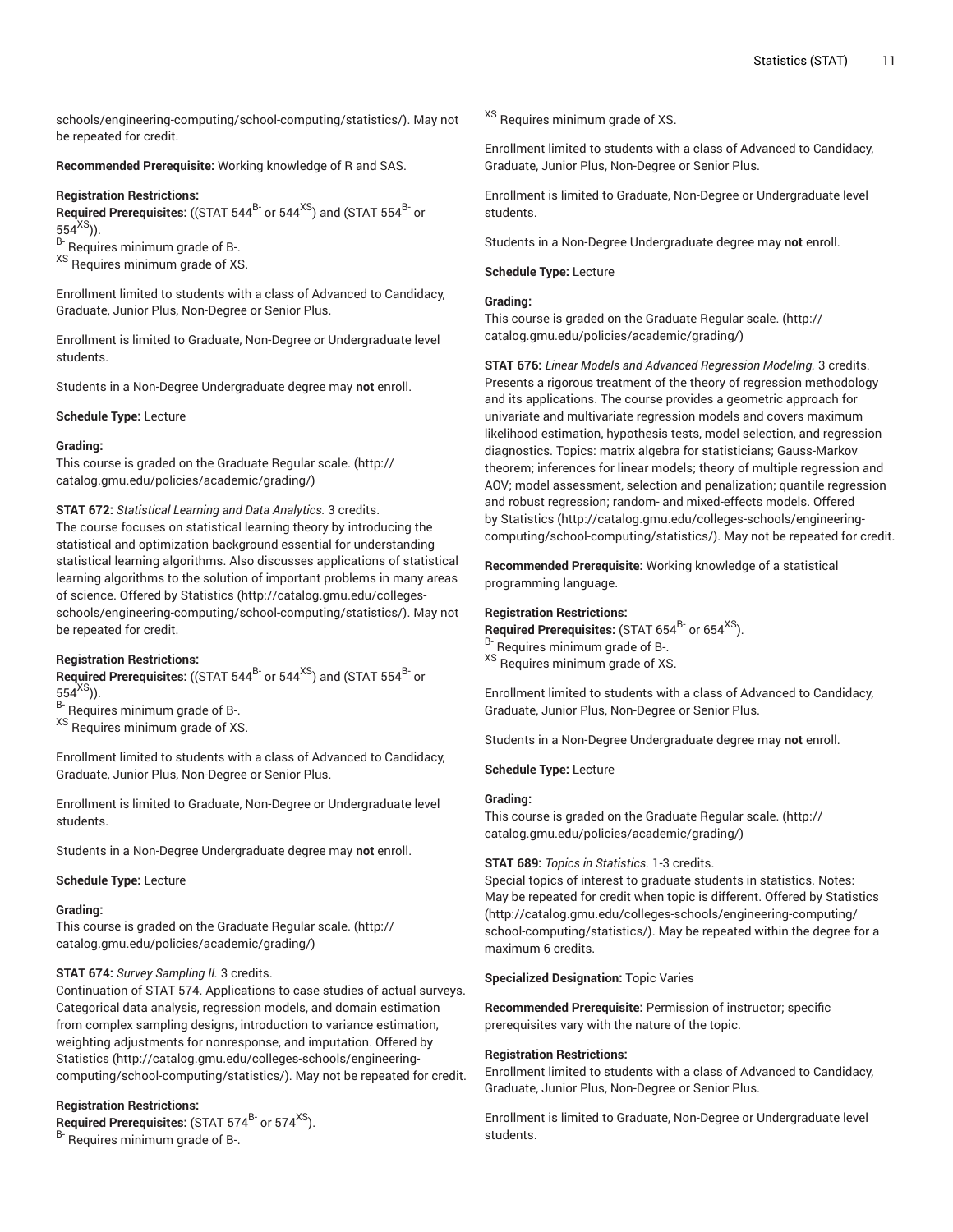schools/engineering-computing/school-computing/statistics/). May not be repeated for credit.

**Recommended Prerequisite:** Working knowledge of R and SAS.

**Registration Restrictions:**
**Required Prerequisites:** ((STAT 544$^{B-}$ or 544$^{XS}$) and (STAT 554$^{B-}$ or 554$^{XS}$)).
$^{B-}$ Requires minimum grade of B-.
$^{XS}$ Requires minimum grade of XS.

Enrollment limited to students with a class of Advanced to Candidacy, Graduate, Junior Plus, Non-Degree or Senior Plus.

Enrollment is limited to Graduate, Non-Degree or Undergraduate level students.

Students in a Non-Degree Undergraduate degree may **not** enroll.

**Schedule Type:** Lecture

**Grading:**
This course is graded on the Graduate Regular scale. (http://catalog.gmu.edu/policies/academic/grading/)

**STAT 672:** *Statistical Learning and Data Analytics.* 3 credits.
The course focuses on statistical learning theory by introducing the statistical and optimization background essential for understanding statistical learning algorithms. Also discusses applications of statistical learning algorithms to the solution of important problems in many areas of science. Offered by Statistics (http://catalog.gmu.edu/colleges-schools/engineering-computing/school-computing/statistics/). May not be repeated for credit.

**Registration Restrictions:**
**Required Prerequisites:** ((STAT 544$^{B-}$ or 544$^{XS}$) and (STAT 554$^{B-}$ or 554$^{XS}$)).
$^{B-}$ Requires minimum grade of B-.
$^{XS}$ Requires minimum grade of XS.

Enrollment limited to students with a class of Advanced to Candidacy, Graduate, Junior Plus, Non-Degree or Senior Plus.

Enrollment is limited to Graduate, Non-Degree or Undergraduate level students.

Students in a Non-Degree Undergraduate degree may **not** enroll.

**Schedule Type:** Lecture

**Grading:**
This course is graded on the Graduate Regular scale. (http://catalog.gmu.edu/policies/academic/grading/)

**STAT 674:** *Survey Sampling II.* 3 credits.
Continuation of STAT 574. Applications to case studies of actual surveys. Categorical data analysis, regression models, and domain estimation from complex sampling designs, introduction to variance estimation, weighting adjustments for nonresponse, and imputation. Offered by Statistics (http://catalog.gmu.edu/colleges-schools/engineering-computing/school-computing/statistics/). May not be repeated for credit.

**Registration Restrictions:**
**Required Prerequisites:** (STAT 574$^{B-}$ or 574$^{XS}$).
$^{B-}$ Requires minimum grade of B-.
$^{XS}$ Requires minimum grade of XS.

Enrollment limited to students with a class of Advanced to Candidacy, Graduate, Junior Plus, Non-Degree or Senior Plus.

Enrollment is limited to Graduate, Non-Degree or Undergraduate level students.

Students in a Non-Degree Undergraduate degree may **not** enroll.

**Schedule Type:** Lecture

**Grading:**
This course is graded on the Graduate Regular scale. (http://catalog.gmu.edu/policies/academic/grading/)

**STAT 676:** *Linear Models and Advanced Regression Modeling.* 3 credits.
Presents a rigorous treatment of the theory of regression methodology and its applications. The course provides a geometric approach for univariate and multivariate regression models and covers maximum likelihood estimation, hypothesis tests, model selection, and regression diagnostics. Topics: matrix algebra for statisticians; Gauss-Markov theorem; inferences for linear models; theory of multiple regression and AOV; model assessment, selection and penalization; quantile regression and robust regression; random- and mixed-effects models. Offered by Statistics (http://catalog.gmu.edu/colleges-schools/engineering-computing/school-computing/statistics/). May not be repeated for credit.

**Recommended Prerequisite:** Working knowledge of a statistical programming language.

**Registration Restrictions:**
**Required Prerequisites:** (STAT 654$^{B-}$ or 654$^{XS}$).
$^{B-}$ Requires minimum grade of B-.
$^{XS}$ Requires minimum grade of XS.

Enrollment limited to students with a class of Advanced to Candidacy, Graduate, Junior Plus, Non-Degree or Senior Plus.

Students in a Non-Degree Undergraduate degree may **not** enroll.

**Schedule Type:** Lecture

**Grading:**
This course is graded on the Graduate Regular scale. (http://catalog.gmu.edu/policies/academic/grading/)

**STAT 689:** *Topics in Statistics.* 1-3 credits.
Special topics of interest to graduate students in statistics. Notes: May be repeated for credit when topic is different. Offered by Statistics (http://catalog.gmu.edu/colleges-schools/engineering-computing/school-computing/statistics/). May be repeated within the degree for a maximum 6 credits.

**Specialized Designation:** Topic Varies

**Recommended Prerequisite:** Permission of instructor; specific prerequisites vary with the nature of the topic.

**Registration Restrictions:**
Enrollment limited to students with a class of Advanced to Candidacy, Graduate, Junior Plus, Non-Degree or Senior Plus.

Enrollment is limited to Graduate, Non-Degree or Undergraduate level students.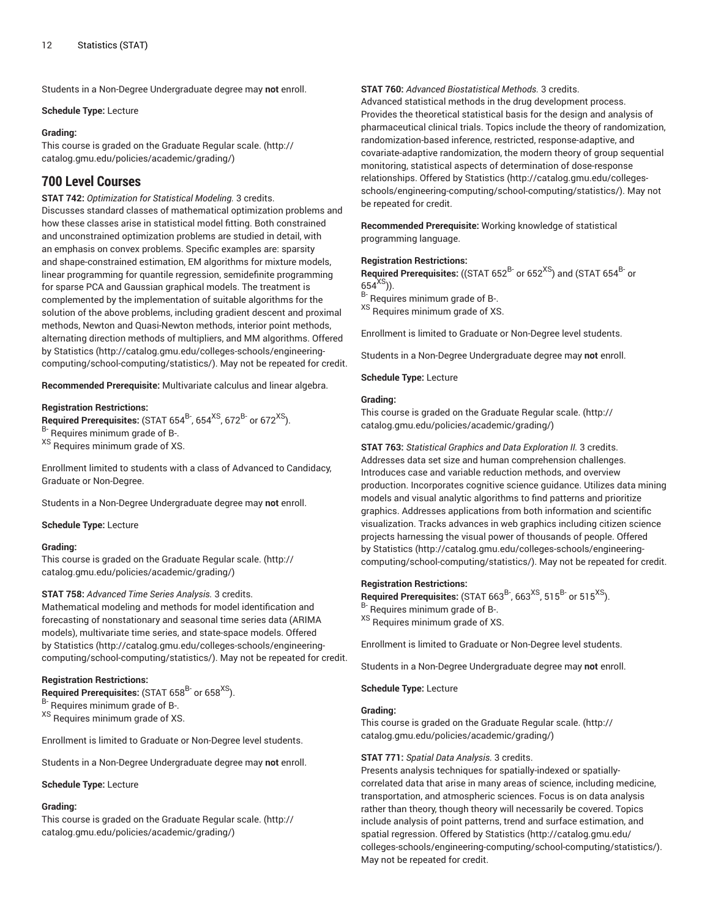Students in a Non-Degree Undergraduate degree may **not** enroll.

**Schedule Type:** Lecture

**Grading:**
This course is graded on the Graduate Regular scale. (http://catalog.gmu.edu/policies/academic/grading/)

## 700 Level Courses

**STAT 742:** *Optimization for Statistical Modeling.* 3 credits.
Discusses standard classes of mathematical optimization problems and how these classes arise in statistical model fitting. Both constrained and unconstrained optimization problems are studied in detail, with an emphasis on convex problems. Specific examples are: sparsity and shape-constrained estimation, EM algorithms for mixture models, linear programming for quantile regression, semidefinite programming for sparse PCA and Gaussian graphical models. The treatment is complemented by the implementation of suitable algorithms for the solution of the above problems, including gradient descent and proximal methods, Newton and Quasi-Newton methods, interior point methods, alternating direction methods of multipliers, and MM algorithms. Offered by Statistics (http://catalog.gmu.edu/colleges-schools/engineering-computing/school-computing/statistics/). May not be repeated for credit.

**Recommended Prerequisite:** Multivariate calculus and linear algebra.

**Registration Restrictions:**
**Required Prerequisites:** (STAT 654$^{B-}$, 654$^{XS}$, 672$^{B-}$ or 672$^{XS}$).
$^{B-}$ Requires minimum grade of B-.
$^{XS}$ Requires minimum grade of XS.

Enrollment limited to students with a class of Advanced to Candidacy, Graduate or Non-Degree.

Students in a Non-Degree Undergraduate degree may **not** enroll.

**Schedule Type:** Lecture

**Grading:**
This course is graded on the Graduate Regular scale. (http://catalog.gmu.edu/policies/academic/grading/)

**STAT 758:** *Advanced Time Series Analysis.* 3 credits.
Mathematical modeling and methods for model identification and forecasting of nonstationary and seasonal time series data (ARIMA models), multivariate time series, and state-space models. Offered by Statistics (http://catalog.gmu.edu/colleges-schools/engineering-computing/school-computing/statistics/). May not be repeated for credit.

**Registration Restrictions:**
**Required Prerequisites:** (STAT 658$^{B-}$ or 658$^{XS}$).
$^{B-}$ Requires minimum grade of B-.
$^{XS}$ Requires minimum grade of XS.

Enrollment is limited to Graduate or Non-Degree level students.

Students in a Non-Degree Undergraduate degree may **not** enroll.

**Schedule Type:** Lecture

**Grading:**
This course is graded on the Graduate Regular scale. (http://catalog.gmu.edu/policies/academic/grading/)

**STAT 760:** *Advanced Biostatistical Methods.* 3 credits.
Advanced statistical methods in the drug development process. Provides the theoretical statistical basis for the design and analysis of pharmaceutical clinical trials. Topics include the theory of randomization, randomization-based inference, restricted, response-adaptive, and covariate-adaptive randomization, the modern theory of group sequential monitoring, statistical aspects of determination of dose-response relationships. Offered by Statistics (http://catalog.gmu.edu/colleges-schools/engineering-computing/school-computing/statistics/). May not be repeated for credit.

**Recommended Prerequisite:** Working knowledge of statistical programming language.

**Registration Restrictions:**
**Required Prerequisites:** ((STAT 652$^{B-}$ or 652$^{XS}$) and (STAT 654$^{B-}$ or 654$^{XS}$)).
$^{B-}$ Requires minimum grade of B-.
$^{XS}$ Requires minimum grade of XS.

Enrollment is limited to Graduate or Non-Degree level students.

Students in a Non-Degree Undergraduate degree may **not** enroll.

**Schedule Type:** Lecture

**Grading:**
This course is graded on the Graduate Regular scale. (http://catalog.gmu.edu/policies/academic/grading/)

**STAT 763:** *Statistical Graphics and Data Exploration II.* 3 credits.
Addresses data set size and human comprehension challenges. Introduces case and variable reduction methods, and overview production. Incorporates cognitive science guidance. Utilizes data mining models and visual analytic algorithms to find patterns and prioritize graphics. Addresses applications from both information and scientific visualization. Tracks advances in web graphics including citizen science projects harnessing the visual power of thousands of people. Offered by Statistics (http://catalog.gmu.edu/colleges-schools/engineering-computing/school-computing/statistics/). May not be repeated for credit.

**Registration Restrictions:**
**Required Prerequisites:** (STAT 663$^{B-}$, 663$^{XS}$, 515$^{B-}$ or 515$^{XS}$).
$^{B-}$ Requires minimum grade of B-.
$^{XS}$ Requires minimum grade of XS.

Enrollment is limited to Graduate or Non-Degree level students.

Students in a Non-Degree Undergraduate degree may **not** enroll.

**Schedule Type:** Lecture

**Grading:**
This course is graded on the Graduate Regular scale. (http://catalog.gmu.edu/policies/academic/grading/)

**STAT 771:** *Spatial Data Analysis.* 3 credits.
Presents analysis techniques for spatially-indexed or spatially-correlated data that arise in many areas of science, including medicine, transportation, and atmospheric sciences. Focus is on data analysis rather than theory, though theory will necessarily be covered. Topics include analysis of point patterns, trend and surface estimation, and spatial regression. Offered by Statistics (http://catalog.gmu.edu/colleges-schools/engineering-computing/school-computing/statistics/). May not be repeated for credit.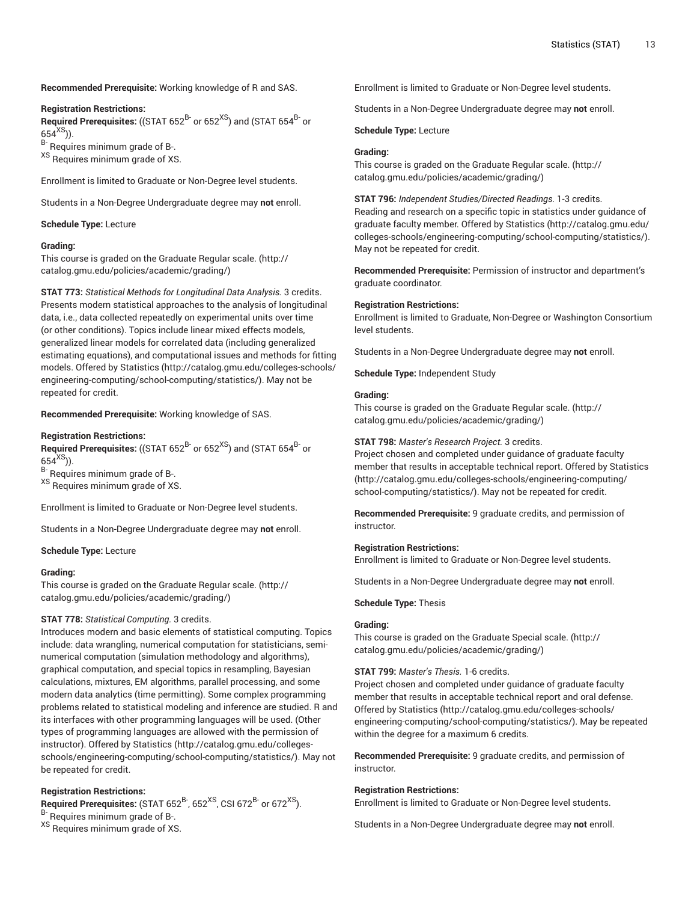**Recommended Prerequisite:** Working knowledge of R and SAS.

**Registration Restrictions:**

**Required Prerequisites:** ((STAT 652$^{B-}$ or 652$^{XS}$) and (STAT 654$^{B-}$ or 654$^{XS}$)).

$^{B-}$ Requires minimum grade of B-.

$^{XS}$ Requires minimum grade of XS.

Enrollment is limited to Graduate or Non-Degree level students.

Students in a Non-Degree Undergraduate degree may **not** enroll.

**Schedule Type:** Lecture

**Grading:**

This course is graded on the Graduate Regular scale. (http://catalog.gmu.edu/policies/academic/grading/)

**STAT 773:** *Statistical Methods for Longitudinal Data Analysis.* 3 credits.
Presents modern statistical approaches to the analysis of longitudinal data, i.e., data collected repeatedly on experimental units over time (or other conditions). Topics include linear mixed effects models, generalized linear models for correlated data (including generalized estimating equations), and computational issues and methods for fitting models. Offered by Statistics (http://catalog.gmu.edu/colleges-schools/engineering-computing/school-computing/statistics/). May not be repeated for credit.

**Recommended Prerequisite:** Working knowledge of SAS.

**Registration Restrictions:**

**Required Prerequisites:** ((STAT 652$^{B-}$ or 652$^{XS}$) and (STAT 654$^{B-}$ or 654$^{XS}$)).

$^{B-}$ Requires minimum grade of B-.

$^{XS}$ Requires minimum grade of XS.

Enrollment is limited to Graduate or Non-Degree level students.

Students in a Non-Degree Undergraduate degree may **not** enroll.

**Schedule Type:** Lecture

**Grading:**

This course is graded on the Graduate Regular scale. (http://catalog.gmu.edu/policies/academic/grading/)

**STAT 778:** *Statistical Computing.* 3 credits.
Introduces modern and basic elements of statistical computing. Topics include: data wrangling, numerical computation for statisticians, semi-numerical computation (simulation methodology and algorithms), graphical computation, and special topics in resampling, Bayesian calculations, mixtures, EM algorithms, parallel processing, and some modern data analytics (time permitting). Some complex programming problems related to statistical modeling and inference are studied. R and its interfaces with other programming languages will be used. (Other types of programming languages are allowed with the permission of instructor). Offered by Statistics (http://catalog.gmu.edu/colleges-schools/engineering-computing/school-computing/statistics/). May not be repeated for credit.

**Registration Restrictions:**

**Required Prerequisites:** (STAT 652$^{B-}$, 652$^{XS}$, CSI 672$^{B-}$ or 672$^{XS}$).

$^{B-}$ Requires minimum grade of B-.

$^{XS}$ Requires minimum grade of XS.

Enrollment is limited to Graduate or Non-Degree level students.

Students in a Non-Degree Undergraduate degree may **not** enroll.

**Schedule Type:** Lecture

**Grading:**

This course is graded on the Graduate Regular scale. (http://catalog.gmu.edu/policies/academic/grading/)

**STAT 796:** *Independent Studies/Directed Readings.* 1-3 credits.
Reading and research on a specific topic in statistics under guidance of graduate faculty member. Offered by Statistics (http://catalog.gmu.edu/colleges-schools/engineering-computing/school-computing/statistics/). May not be repeated for credit.

**Recommended Prerequisite:** Permission of instructor and department's graduate coordinator.

**Registration Restrictions:**

Enrollment is limited to Graduate, Non-Degree or Washington Consortium level students.

Students in a Non-Degree Undergraduate degree may **not** enroll.

**Schedule Type:** Independent Study

**Grading:**

This course is graded on the Graduate Regular scale. (http://catalog.gmu.edu/policies/academic/grading/)

**STAT 798:** *Master's Research Project.* 3 credits.
Project chosen and completed under guidance of graduate faculty member that results in acceptable technical report. Offered by Statistics (http://catalog.gmu.edu/colleges-schools/engineering-computing/school-computing/statistics/). May not be repeated for credit.

**Recommended Prerequisite:** 9 graduate credits, and permission of instructor.

**Registration Restrictions:**

Enrollment is limited to Graduate or Non-Degree level students.

Students in a Non-Degree Undergraduate degree may **not** enroll.

**Schedule Type:** Thesis

**Grading:**

This course is graded on the Graduate Special scale. (http://catalog.gmu.edu/policies/academic/grading/)

**STAT 799:** *Master's Thesis.* 1-6 credits.
Project chosen and completed under guidance of graduate faculty member that results in acceptable technical report and oral defense. Offered by Statistics (http://catalog.gmu.edu/colleges-schools/engineering-computing/school-computing/statistics/). May be repeated within the degree for a maximum 6 credits.

**Recommended Prerequisite:** 9 graduate credits, and permission of instructor.

**Registration Restrictions:**

Enrollment is limited to Graduate or Non-Degree level students.

Students in a Non-Degree Undergraduate degree may **not** enroll.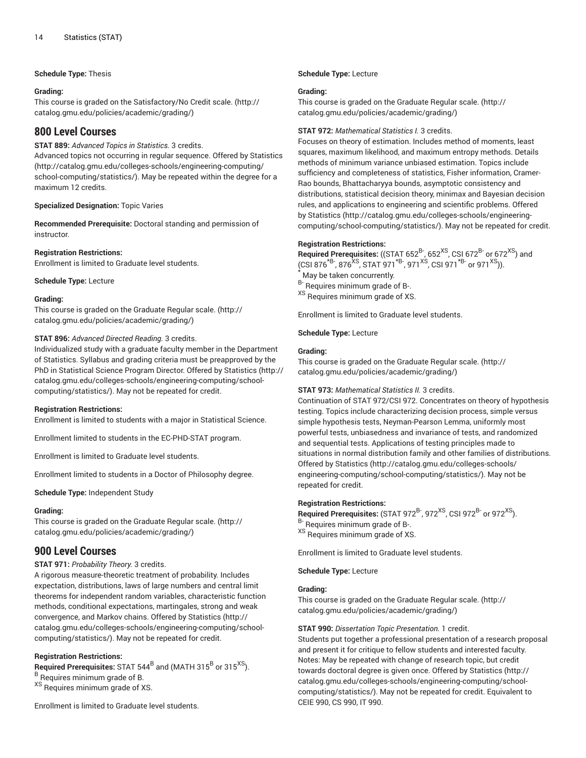**Schedule Type:** Thesis

**Grading:**
This course is graded on the Satisfactory/No Credit scale. (http://catalog.gmu.edu/policies/academic/grading/)

## 800 Level Courses

**STAT 889:** *Advanced Topics in Statistics.* 3 credits.
Advanced topics not occurring in regular sequence. Offered by Statistics (http://catalog.gmu.edu/colleges-schools/engineering-computing/school-computing/statistics/). May be repeated within the degree for a maximum 12 credits.

**Specialized Designation:** Topic Varies

**Recommended Prerequisite:** Doctoral standing and permission of instructor.

**Registration Restrictions:**
Enrollment is limited to Graduate level students.

**Schedule Type:** Lecture

**Grading:**
This course is graded on the Graduate Regular scale. (http://catalog.gmu.edu/policies/academic/grading/)

**STAT 896:** *Advanced Directed Reading.* 3 credits.
Individualized study with a graduate faculty member in the Department of Statistics. Syllabus and grading criteria must be preapproved by the PhD in Statistical Science Program Director. Offered by Statistics (http://catalog.gmu.edu/colleges-schools/engineering-computing/school-computing/statistics/). May not be repeated for credit.

**Registration Restrictions:**
Enrollment is limited to students with a major in Statistical Science.

Enrollment limited to students in the EC-PHD-STAT program.

Enrollment is limited to Graduate level students.

Enrollment limited to students in a Doctor of Philosophy degree.

**Schedule Type:** Independent Study

**Grading:**
This course is graded on the Graduate Regular scale. (http://catalog.gmu.edu/policies/academic/grading/)

## 900 Level Courses

**STAT 971:** *Probability Theory.* 3 credits.
A rigorous measure-theoretic treatment of probability. Includes expectation, distributions, laws of large numbers and central limit theorems for independent random variables, characteristic function methods, conditional expectations, martingales, strong and weak convergence, and Markov chains. Offered by Statistics (http://catalog.gmu.edu/colleges-schools/engineering-computing/school-computing/statistics/). May not be repeated for credit.

**Registration Restrictions:**
**Required Prerequisites:** STAT 544$^{B}$ and (MATH 315$^{B}$ or 315$^{XS}$).
$^{B}$ Requires minimum grade of B.
$^{XS}$ Requires minimum grade of XS.

Enrollment is limited to Graduate level students.

**Schedule Type:** Lecture

**Grading:**
This course is graded on the Graduate Regular scale. (http://catalog.gmu.edu/policies/academic/grading/)

**STAT 972:** *Mathematical Statistics I.* 3 credits.
Focuses on theory of estimation. Includes method of moments, least squares, maximum likelihood, and maximum entropy methods. Details methods of minimum variance unbiased estimation. Topics include sufficiency and completeness of statistics, Fisher information, Cramer-Rao bounds, Bhattacharyya bounds, asymptotic consistency and distributions, statistical decision theory, minimax and Bayesian decision rules, and applications to engineering and scientific problems. Offered by Statistics (http://catalog.gmu.edu/colleges-schools/engineering-computing/school-computing/statistics/). May not be repeated for credit.

**Registration Restrictions:**
**Required Prerequisites:** ((STAT 652$^{B-}$, 652$^{XS}$, CSI 672$^{B-}$ or 672$^{XS}$) and (CSI 876$^{*B-}$, 876$^{XS}$, STAT 971$^{*B-}$, 971$^{XS}$, CSI 971$^{*B-}$ or 971$^{XS}$)).
$^{*}$ May be taken concurrently.
$^{B-}$ Requires minimum grade of B-.
$^{XS}$ Requires minimum grade of XS.

Enrollment is limited to Graduate level students.

**Schedule Type:** Lecture

**Grading:**
This course is graded on the Graduate Regular scale. (http://catalog.gmu.edu/policies/academic/grading/)

**STAT 973:** *Mathematical Statistics II.* 3 credits.
Continuation of STAT 972/CSI 972. Concentrates on theory of hypothesis testing. Topics include characterizing decision process, simple versus simple hypothesis tests, Neyman-Pearson Lemma, uniformly most powerful tests, unbiasedness and invariance of tests, and randomized and sequential tests. Applications of testing principles made to situations in normal distribution family and other families of distributions. Offered by Statistics (http://catalog.gmu.edu/colleges-schools/engineering-computing/school-computing/statistics/). May not be repeated for credit.

**Registration Restrictions:**
**Required Prerequisites:** (STAT 972$^{B-}$, 972$^{XS}$, CSI 972$^{B-}$ or 972$^{XS}$).
$^{B-}$ Requires minimum grade of B-.
$^{XS}$ Requires minimum grade of XS.

Enrollment is limited to Graduate level students.

**Schedule Type:** Lecture

**Grading:**
This course is graded on the Graduate Regular scale. (http://catalog.gmu.edu/policies/academic/grading/)

**STAT 990:** *Dissertation Topic Presentation.* 1 credit.
Students put together a professional presentation of a research proposal and present it for critique to fellow students and interested faculty. Notes: May be repeated with change of research topic, but credit towards doctoral degree is given once. Offered by Statistics (http://catalog.gmu.edu/colleges-schools/engineering-computing/school-computing/statistics/). May not be repeated for credit. Equivalent to CEIE 990, CS 990, IT 990.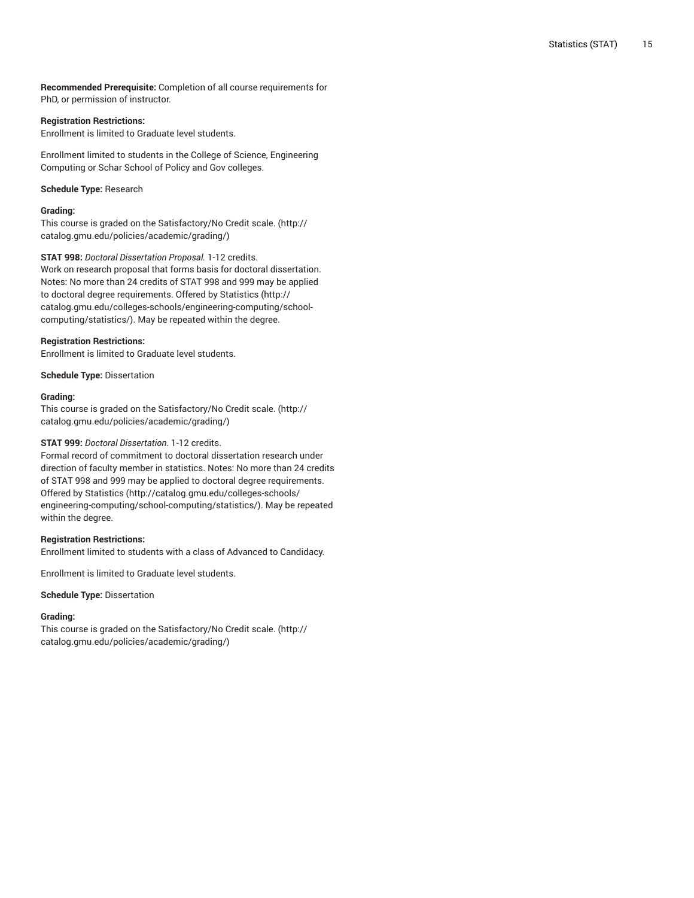**Recommended Prerequisite:** Completion of all course requirements for PhD, or permission of instructor.

**Registration Restrictions:**
Enrollment is limited to Graduate level students.

Enrollment limited to students in the College of Science, Engineering Computing or Schar School of Policy and Gov colleges.

**Schedule Type:** Research

**Grading:**
This course is graded on the Satisfactory/No Credit scale. (http://catalog.gmu.edu/policies/academic/grading/)

**STAT 998:** *Doctoral Dissertation Proposal.* 1-12 credits.
Work on research proposal that forms basis for doctoral dissertation. Notes: No more than 24 credits of STAT 998 and 999 may be applied to doctoral degree requirements. Offered by Statistics (http://catalog.gmu.edu/colleges-schools/engineering-computing/school-computing/statistics/). May be repeated within the degree.

**Registration Restrictions:**
Enrollment is limited to Graduate level students.

**Schedule Type:** Dissertation

**Grading:**
This course is graded on the Satisfactory/No Credit scale. (http://catalog.gmu.edu/policies/academic/grading/)

**STAT 999:** *Doctoral Dissertation.* 1-12 credits.
Formal record of commitment to doctoral dissertation research under direction of faculty member in statistics. Notes: No more than 24 credits of STAT 998 and 999 may be applied to doctoral degree requirements. Offered by Statistics (http://catalog.gmu.edu/colleges-schools/engineering-computing/school-computing/statistics/). May be repeated within the degree.

**Registration Restrictions:**
Enrollment limited to students with a class of Advanced to Candidacy.

Enrollment is limited to Graduate level students.

**Schedule Type:** Dissertation

**Grading:**
This course is graded on the Satisfactory/No Credit scale. (http://catalog.gmu.edu/policies/academic/grading/)